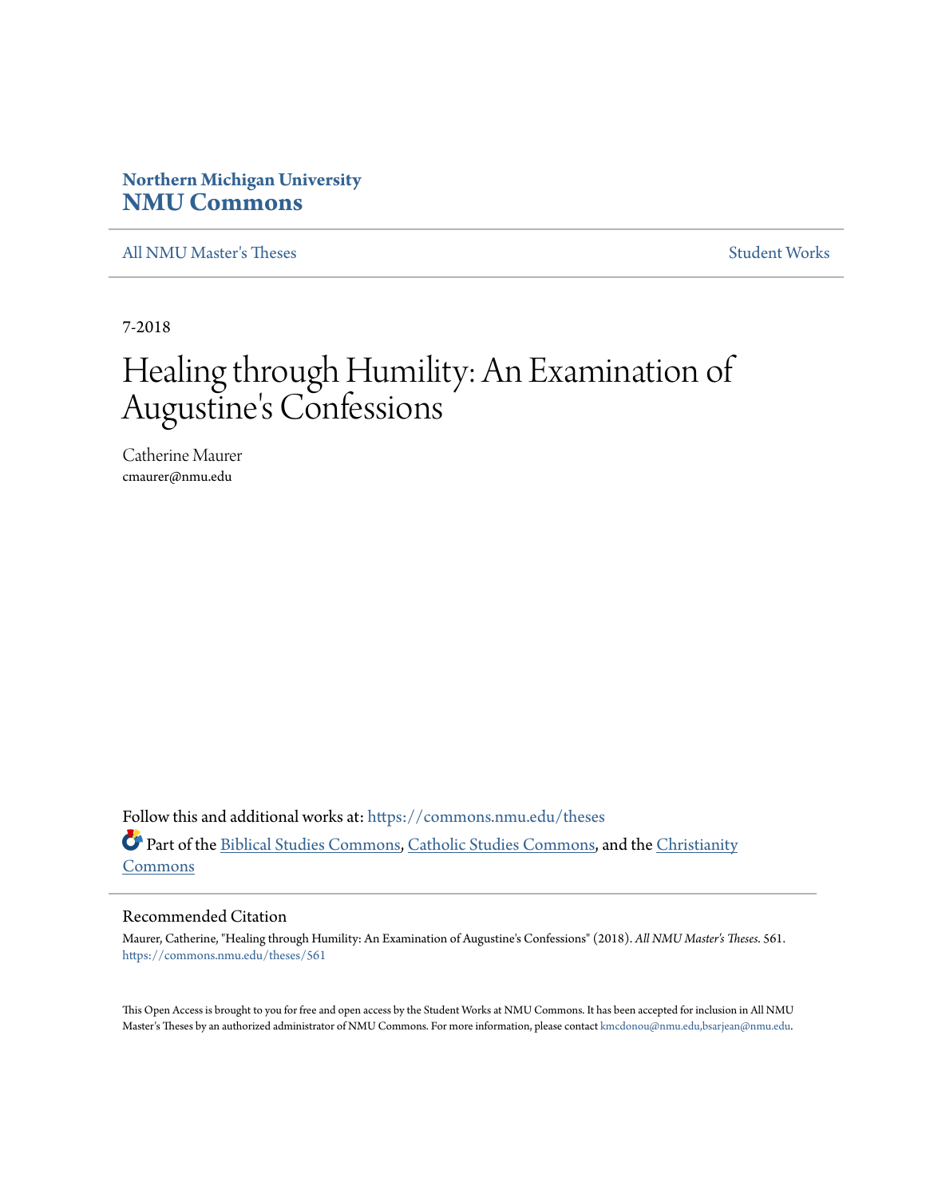**Northern Michigan University**
**NMU Commons**

All NMU Master's Theses | Student Works

7-2018

# Healing through Humility: An Examination of Augustine's Confessions

Catherine Maurer
cmaurer@nmu.edu

Follow this and additional works at: https://commons.nmu.edu/theses

Part of the Biblical Studies Commons, Catholic Studies Commons, and the Christianity Commons

## Recommended Citation

Maurer, Catherine, "Healing through Humility: An Examination of Augustine's Confessions" (2018). *All NMU Master's Theses*. 561.
https://commons.nmu.edu/theses/561

This Open Access is brought to you for free and open access by the Student Works at NMU Commons. It has been accepted for inclusion in All NMU Master's Theses by an authorized administrator of NMU Commons. For more information, please contact kmcdonou@nmu.edu,bsarjean@nmu.edu.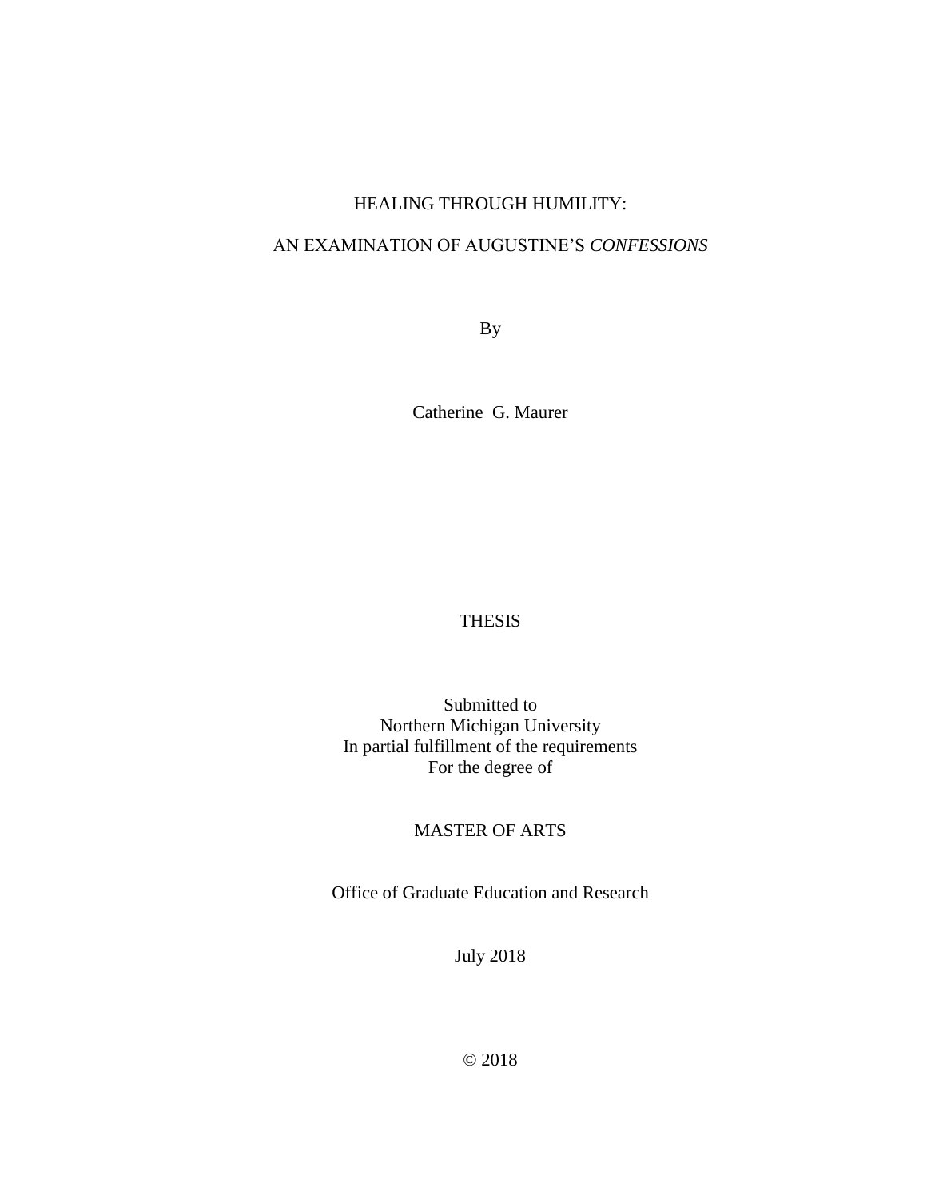# HEALING THROUGH HUMILITY:

# AN EXAMINATION OF AUGUSTINE'S *CONFESSIONS*

By

Catherine G. Maurer

THESIS

Submitted to
Northern Michigan University
In partial fulfillment of the requirements
For the degree of

MASTER OF ARTS

Office of Graduate Education and Research

July 2018

© 2018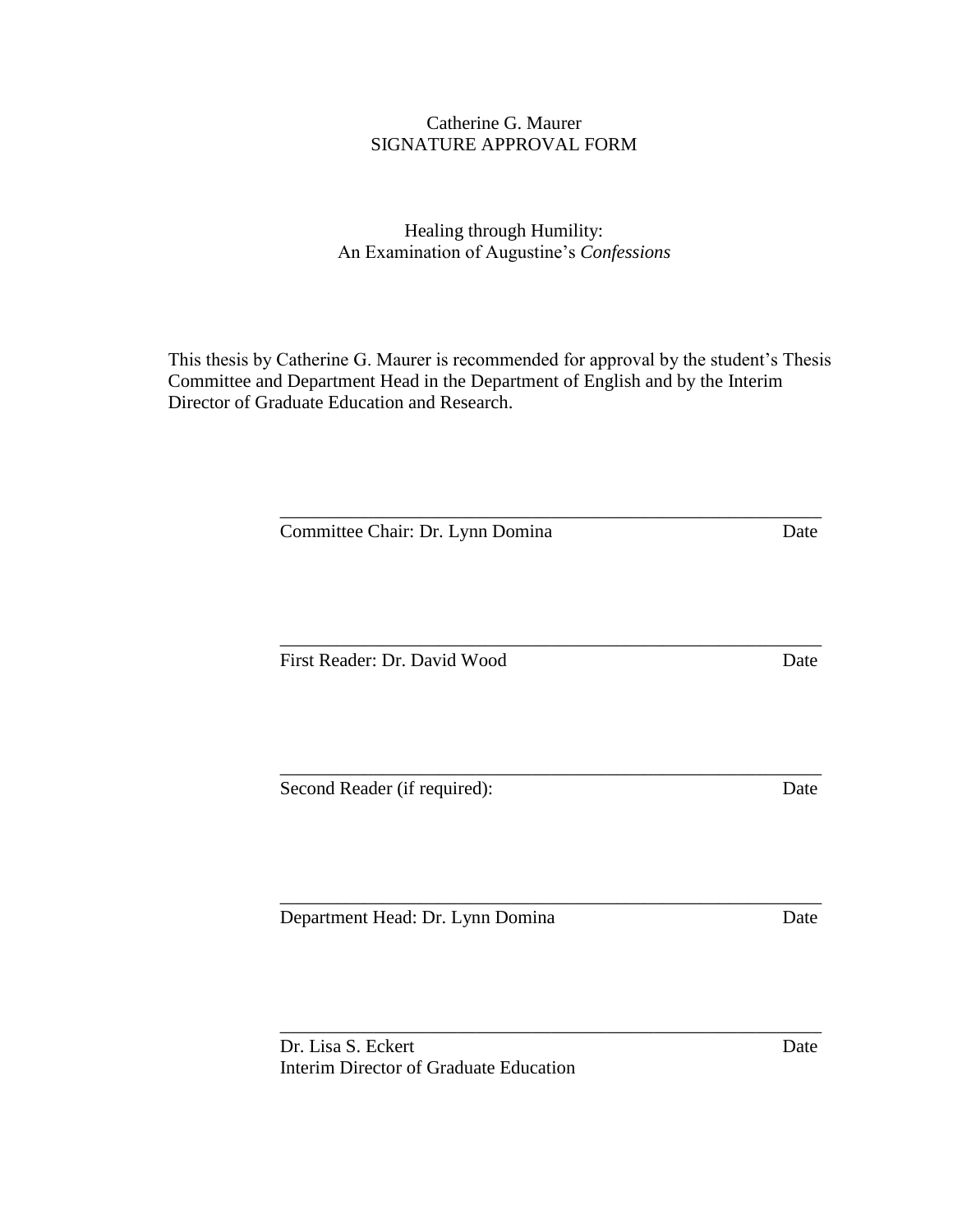Catherine G. Maurer
SIGNATURE APPROVAL FORM

Healing through Humility:
An Examination of Augustine's *Confessions*

This thesis by Catherine G. Maurer is recommended for approval by the student's Thesis Committee and Department Head in the Department of English and by the Interim Director of Graduate Education and Research.

______________________________________________________________

Committee Chair: Dr. Lynn Domina Date

______________________________________________________________

First Reader: Dr. David Wood Date

______________________________________________________________

Second Reader (if required): Date

______________________________________________________________

Department Head: Dr. Lynn Domina Date

______________________________________________________________

Dr. Lisa S. Eckert Date
Interim Director of Graduate Education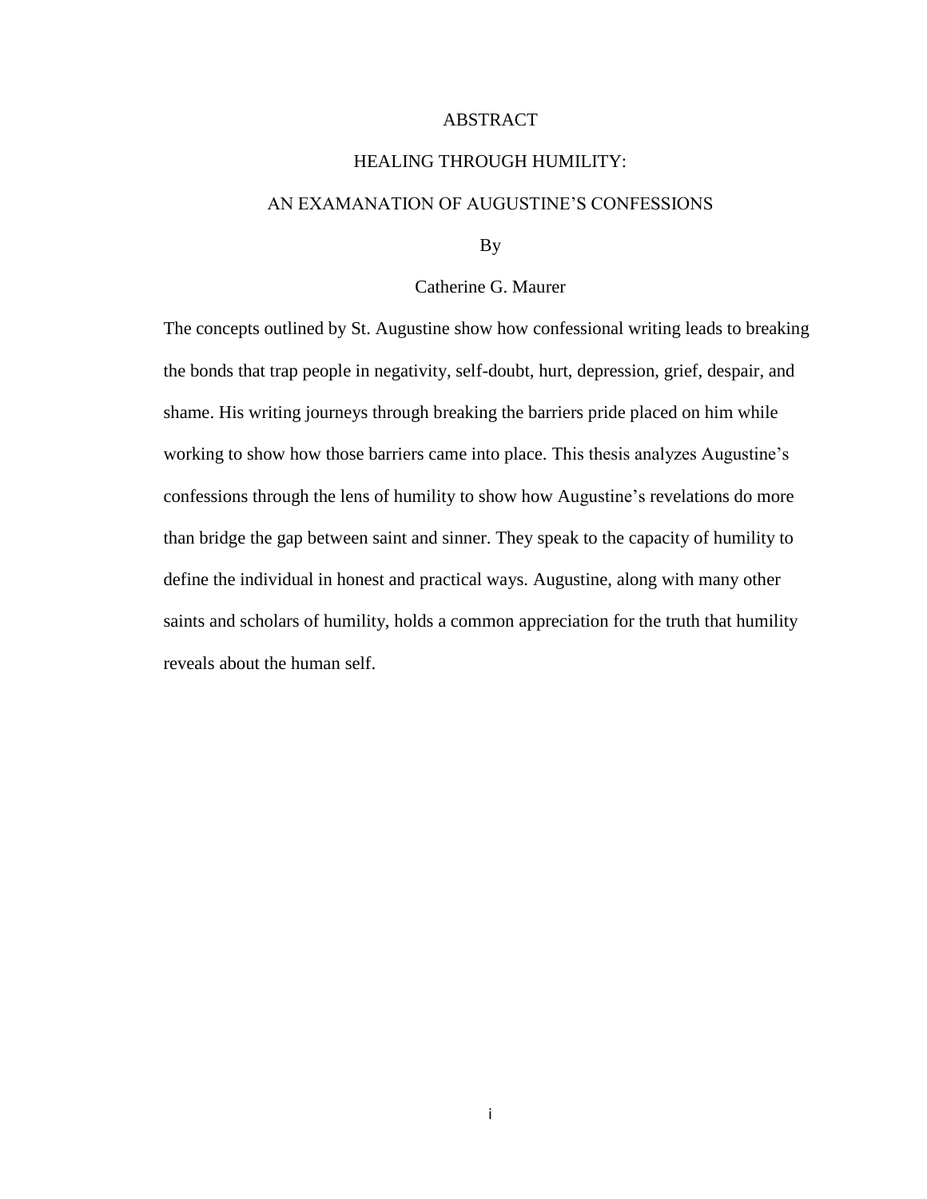# ABSTRACT

## HEALING THROUGH HUMILITY:

## AN EXAMANATION OF AUGUSTINE'S CONFESSIONS

By

Catherine G. Maurer

The concepts outlined by St. Augustine show how confessional writing leads to breaking the bonds that trap people in negativity, self-doubt, hurt, depression, grief, despair, and shame. His writing journeys through breaking the barriers pride placed on him while working to show how those barriers came into place. This thesis analyzes Augustine's confessions through the lens of humility to show how Augustine's revelations do more than bridge the gap between saint and sinner. They speak to the capacity of humility to define the individual in honest and practical ways. Augustine, along with many other saints and scholars of humility, holds a common appreciation for the truth that humility reveals about the human self.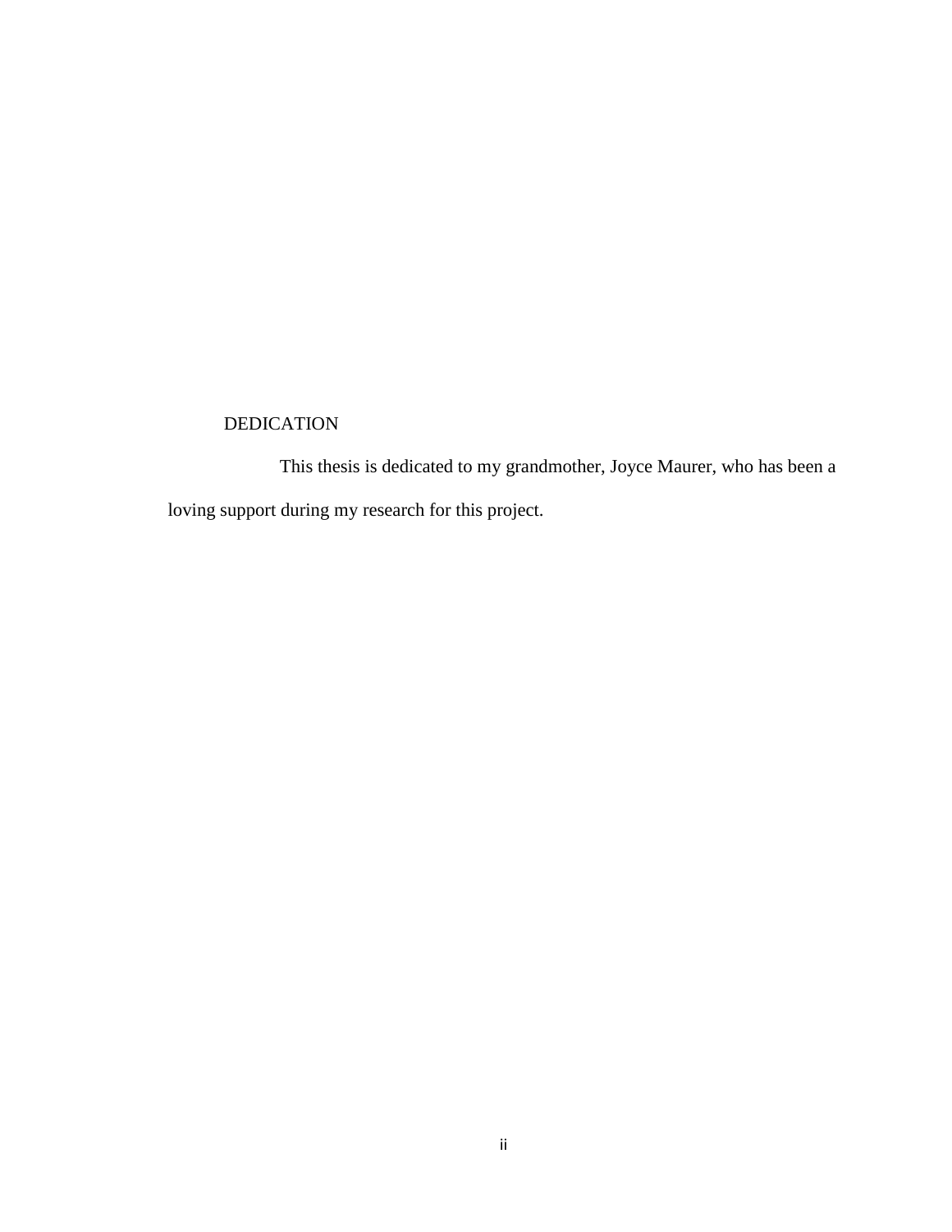# DEDICATION

This thesis is dedicated to my grandmother, Joyce Maurer, who has been a loving support during my research for this project.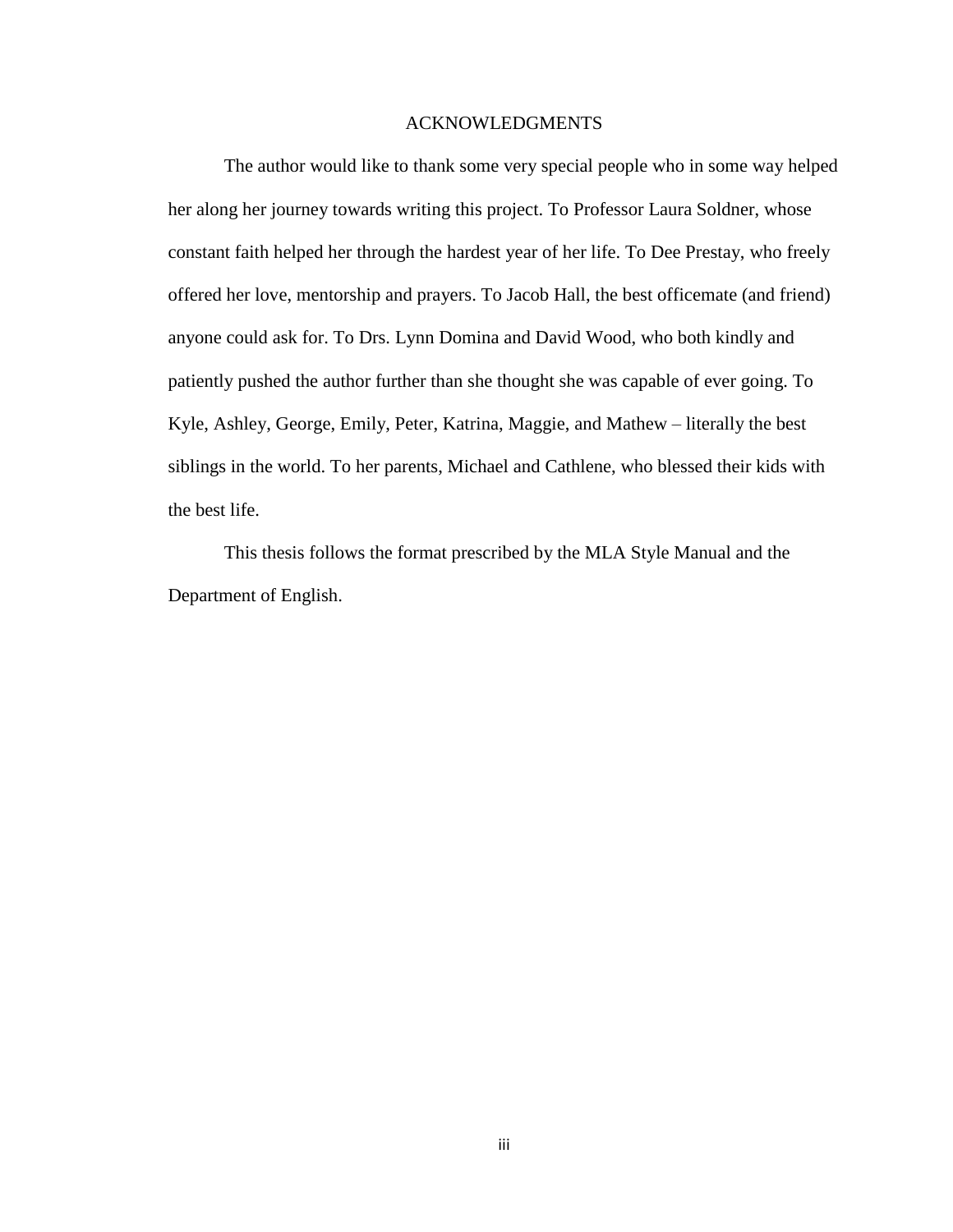# ACKNOWLEDGMENTS

The author would like to thank some very special people who in some way helped her along her journey towards writing this project. To Professor Laura Soldner, whose constant faith helped her through the hardest year of her life. To Dee Prestay, who freely offered her love, mentorship and prayers. To Jacob Hall, the best officemate (and friend) anyone could ask for. To Drs. Lynn Domina and David Wood, who both kindly and patiently pushed the author further than she thought she was capable of ever going. To Kyle, Ashley, George, Emily, Peter, Katrina, Maggie, and Mathew – literally the best siblings in the world. To her parents, Michael and Cathlene, who blessed their kids with the best life.

This thesis follows the format prescribed by the MLA Style Manual and the Department of English.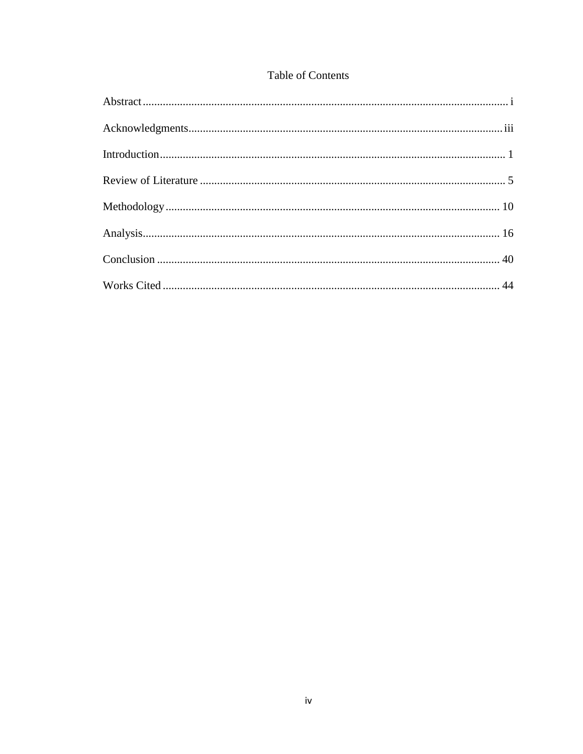# Table of Contents

Abstract ........................................................................................................................ i

Acknowledgments ......................................................................................................... iii

Introduction ................................................................................................................... 1

Review of Literature ...................................................................................................... 5

Methodology ................................................................................................................ 10

Analysis ........................................................................................................................ 16

Conclusion ................................................................................................................... 40

Works Cited ................................................................................................................. 44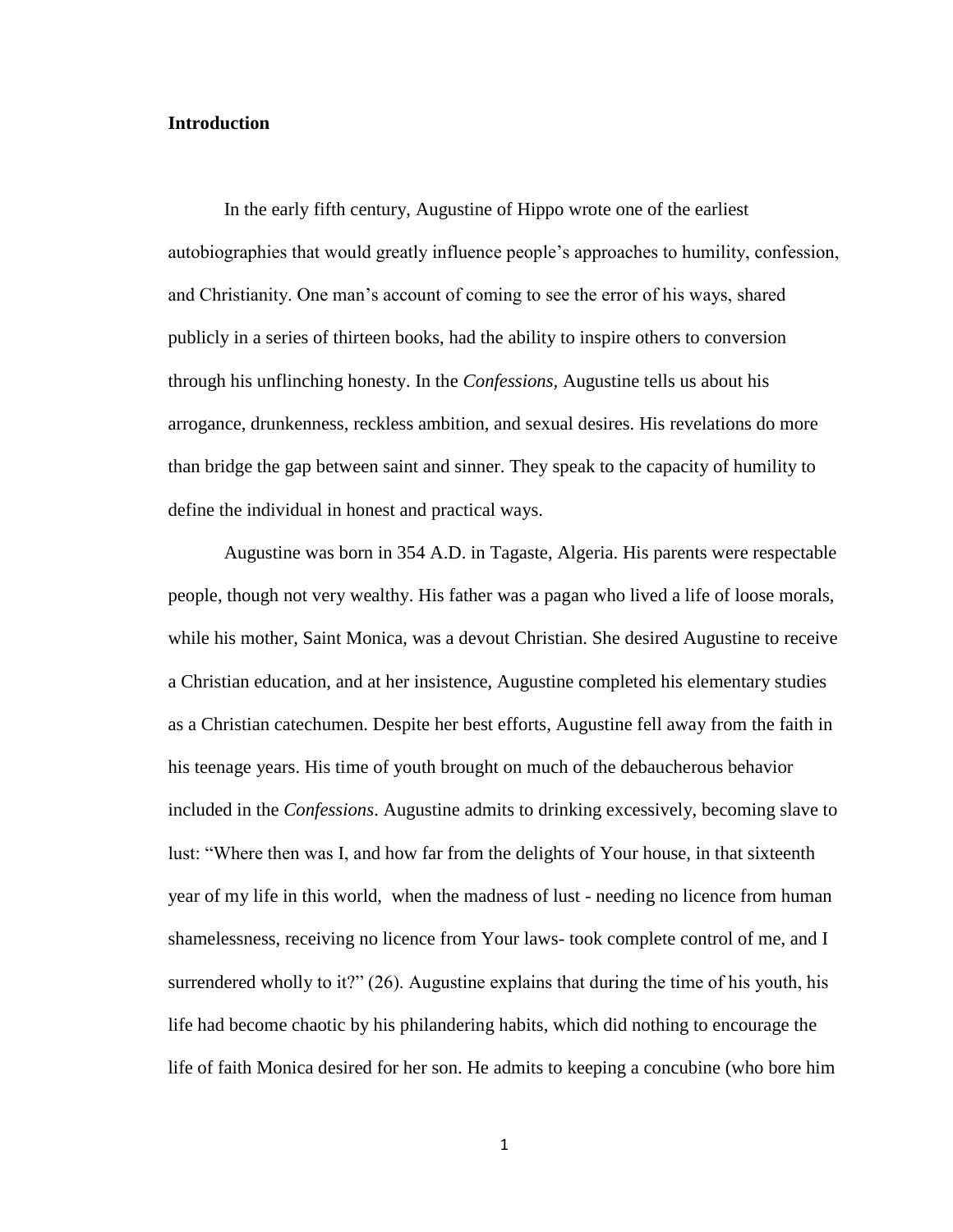**Introduction**

In the early fifth century, Augustine of Hippo wrote one of the earliest autobiographies that would greatly influence people's approaches to humility, confession, and Christianity. One man's account of coming to see the error of his ways, shared publicly in a series of thirteen books, had the ability to inspire others to conversion through his unflinching honesty. In the *Confessions*, Augustine tells us about his arrogance, drunkenness, reckless ambition, and sexual desires. His revelations do more than bridge the gap between saint and sinner. They speak to the capacity of humility to define the individual in honest and practical ways.

Augustine was born in 354 A.D. in Tagaste, Algeria. His parents were respectable people, though not very wealthy. His father was a pagan who lived a life of loose morals, while his mother, Saint Monica, was a devout Christian. She desired Augustine to receive a Christian education, and at her insistence, Augustine completed his elementary studies as a Christian catechumen. Despite her best efforts, Augustine fell away from the faith in his teenage years. His time of youth brought on much of the debaucherous behavior included in the *Confessions*. Augustine admits to drinking excessively, becoming slave to lust: "Where then was I, and how far from the delights of Your house, in that sixteenth year of my life in this world, when the madness of lust - needing no licence from human shamelessness, receiving no licence from Your laws- took complete control of me, and I surrendered wholly to it?" (26). Augustine explains that during the time of his youth, his life had become chaotic by his philandering habits, which did nothing to encourage the life of faith Monica desired for her son. He admits to keeping a concubine (who bore him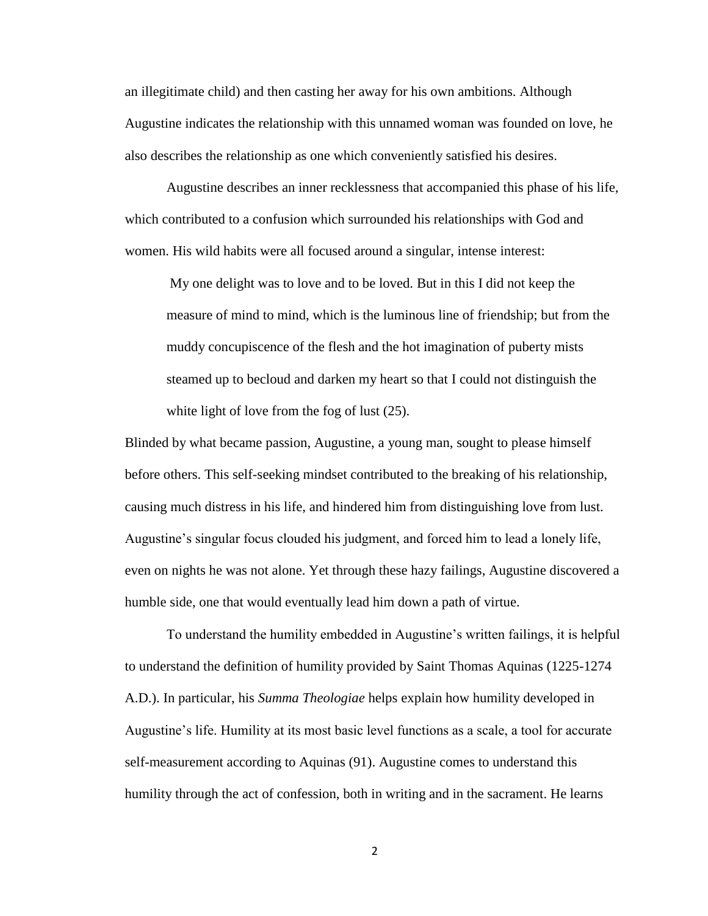an illegitimate child) and then casting her away for his own ambitions. Although Augustine indicates the relationship with this unnamed woman was founded on love, he also describes the relationship as one which conveniently satisfied his desires.

Augustine describes an inner recklessness that accompanied this phase of his life, which contributed to a confusion which surrounded his relationships with God and women. His wild habits were all focused around a singular, intense interest:

> My one delight was to love and to be loved. But in this I did not keep the measure of mind to mind, which is the luminous line of friendship; but from the muddy concupiscence of the flesh and the hot imagination of puberty mists steamed up to becloud and darken my heart so that I could not distinguish the white light of love from the fog of lust (25).

Blinded by what became passion, Augustine, a young man, sought to please himself before others. This self-seeking mindset contributed to the breaking of his relationship, causing much distress in his life, and hindered him from distinguishing love from lust. Augustine's singular focus clouded his judgment, and forced him to lead a lonely life, even on nights he was not alone. Yet through these hazy failings, Augustine discovered a humble side, one that would eventually lead him down a path of virtue.

To understand the humility embedded in Augustine's written failings, it is helpful to understand the definition of humility provided by Saint Thomas Aquinas (1225-1274 A.D.). In particular, his *Summa Theologiae* helps explain how humility developed in Augustine's life. Humility at its most basic level functions as a scale, a tool for accurate self-measurement according to Aquinas (91). Augustine comes to understand this humility through the act of confession, both in writing and in the sacrament. He learns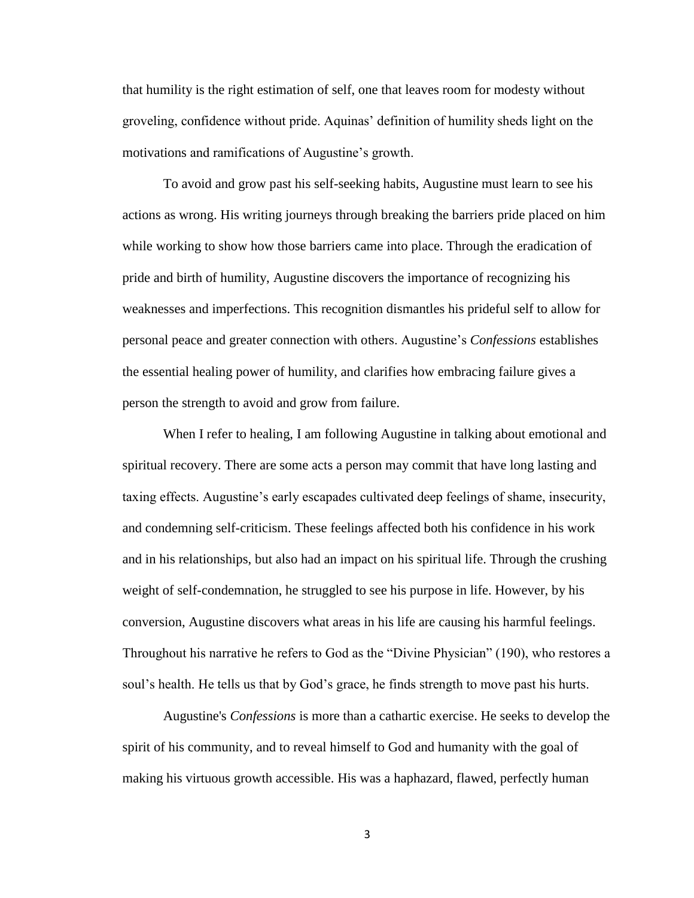that humility is the right estimation of self, one that leaves room for modesty without groveling, confidence without pride. Aquinas' definition of humility sheds light on the motivations and ramifications of Augustine's growth.

To avoid and grow past his self-seeking habits, Augustine must learn to see his actions as wrong. His writing journeys through breaking the barriers pride placed on him while working to show how those barriers came into place. Through the eradication of pride and birth of humility, Augustine discovers the importance of recognizing his weaknesses and imperfections. This recognition dismantles his prideful self to allow for personal peace and greater connection with others. Augustine's *Confessions* establishes the essential healing power of humility, and clarifies how embracing failure gives a person the strength to avoid and grow from failure.

When I refer to healing, I am following Augustine in talking about emotional and spiritual recovery. There are some acts a person may commit that have long lasting and taxing effects. Augustine's early escapades cultivated deep feelings of shame, insecurity, and condemning self-criticism. These feelings affected both his confidence in his work and in his relationships, but also had an impact on his spiritual life. Through the crushing weight of self-condemnation, he struggled to see his purpose in life. However, by his conversion, Augustine discovers what areas in his life are causing his harmful feelings. Throughout his narrative he refers to God as the "Divine Physician" (190), who restores a soul's health. He tells us that by God's grace, he finds strength to move past his hurts.

Augustine's *Confessions* is more than a cathartic exercise. He seeks to develop the spirit of his community, and to reveal himself to God and humanity with the goal of making his virtuous growth accessible. His was a haphazard, flawed, perfectly human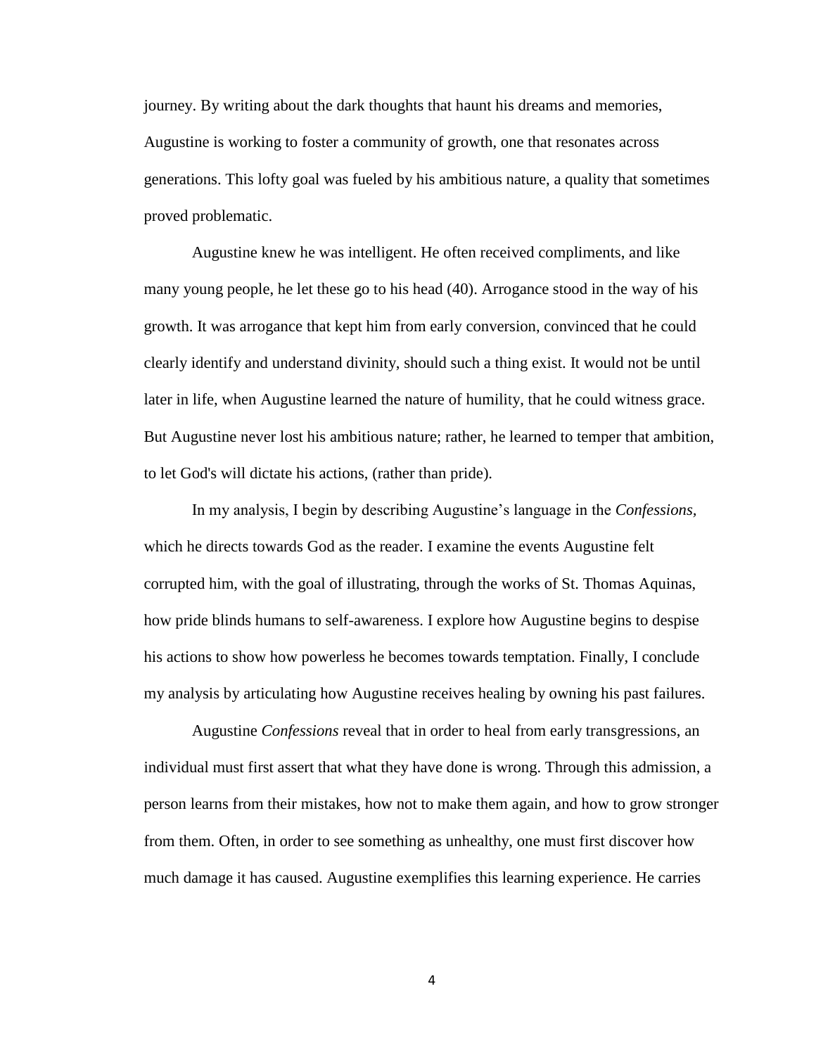journey. By writing about the dark thoughts that haunt his dreams and memories, Augustine is working to foster a community of growth, one that resonates across generations. This lofty goal was fueled by his ambitious nature, a quality that sometimes proved problematic.

Augustine knew he was intelligent. He often received compliments, and like many young people, he let these go to his head (40). Arrogance stood in the way of his growth. It was arrogance that kept him from early conversion, convinced that he could clearly identify and understand divinity, should such a thing exist. It would not be until later in life, when Augustine learned the nature of humility, that he could witness grace. But Augustine never lost his ambitious nature; rather, he learned to temper that ambition, to let God's will dictate his actions, (rather than pride).

In my analysis, I begin by describing Augustine's language in the *Confessions*, which he directs towards God as the reader. I examine the events Augustine felt corrupted him, with the goal of illustrating, through the works of St. Thomas Aquinas, how pride blinds humans to self-awareness. I explore how Augustine begins to despise his actions to show how powerless he becomes towards temptation. Finally, I conclude my analysis by articulating how Augustine receives healing by owning his past failures.

Augustine *Confessions* reveal that in order to heal from early transgressions, an individual must first assert that what they have done is wrong. Through this admission, a person learns from their mistakes, how not to make them again, and how to grow stronger from them. Often, in order to see something as unhealthy, one must first discover how much damage it has caused. Augustine exemplifies this learning experience. He carries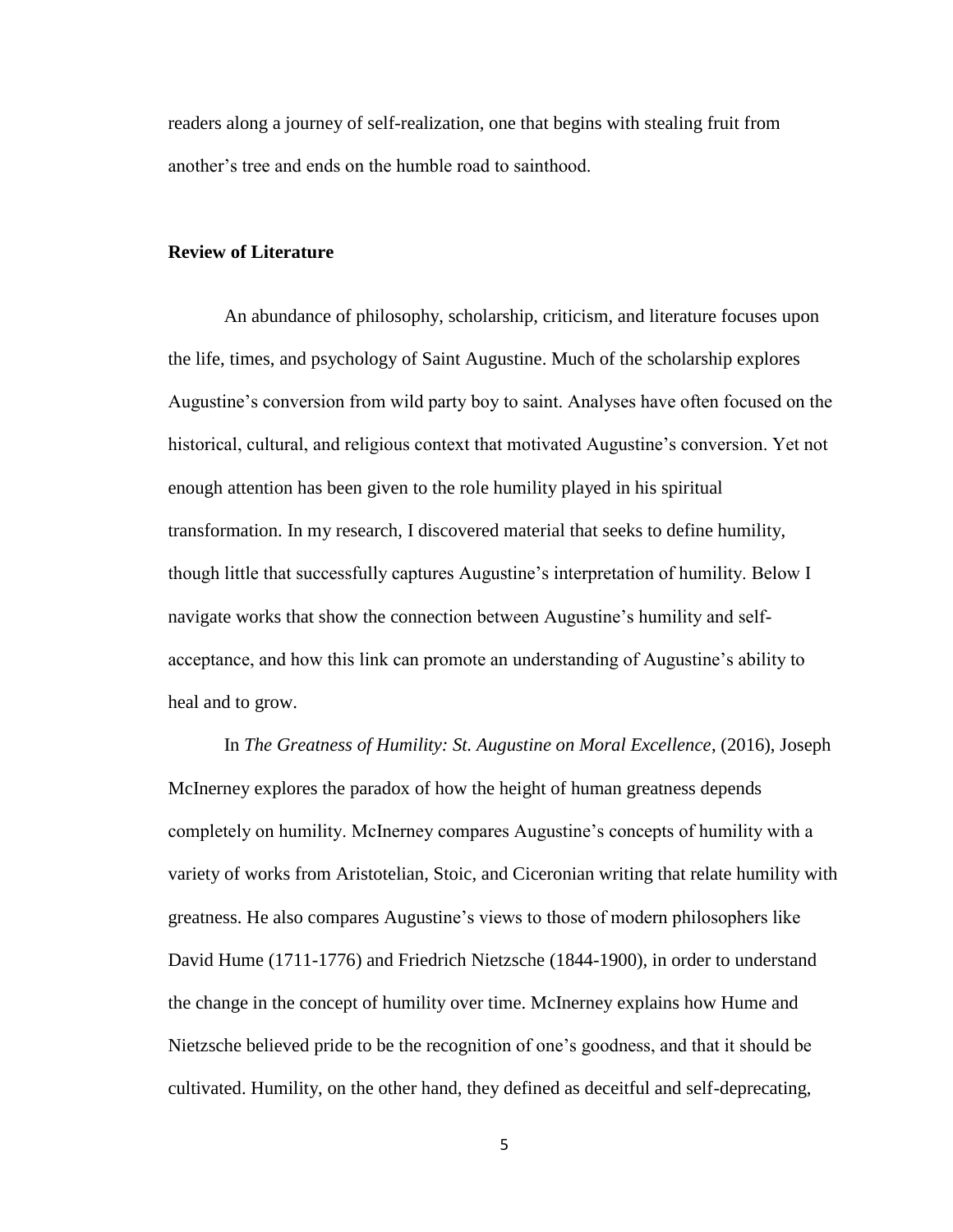readers along a journey of self-realization, one that begins with stealing fruit from another's tree and ends on the humble road to sainthood.

## Review of Literature

An abundance of philosophy, scholarship, criticism, and literature focuses upon the life, times, and psychology of Saint Augustine. Much of the scholarship explores Augustine's conversion from wild party boy to saint. Analyses have often focused on the historical, cultural, and religious context that motivated Augustine's conversion. Yet not enough attention has been given to the role humility played in his spiritual transformation. In my research, I discovered material that seeks to define humility, though little that successfully captures Augustine's interpretation of humility. Below I navigate works that show the connection between Augustine's humility and self-acceptance, and how this link can promote an understanding of Augustine's ability to heal and to grow.

In *The Greatness of Humility: St. Augustine on Moral Excellence*, (2016), Joseph McInerney explores the paradox of how the height of human greatness depends completely on humility. McInerney compares Augustine's concepts of humility with a variety of works from Aristotelian, Stoic, and Ciceronian writing that relate humility with greatness. He also compares Augustine's views to those of modern philosophers like David Hume (1711-1776) and Friedrich Nietzsche (1844-1900), in order to understand the change in the concept of humility over time. McInerney explains how Hume and Nietzsche believed pride to be the recognition of one's goodness, and that it should be cultivated. Humility, on the other hand, they defined as deceitful and self-deprecating,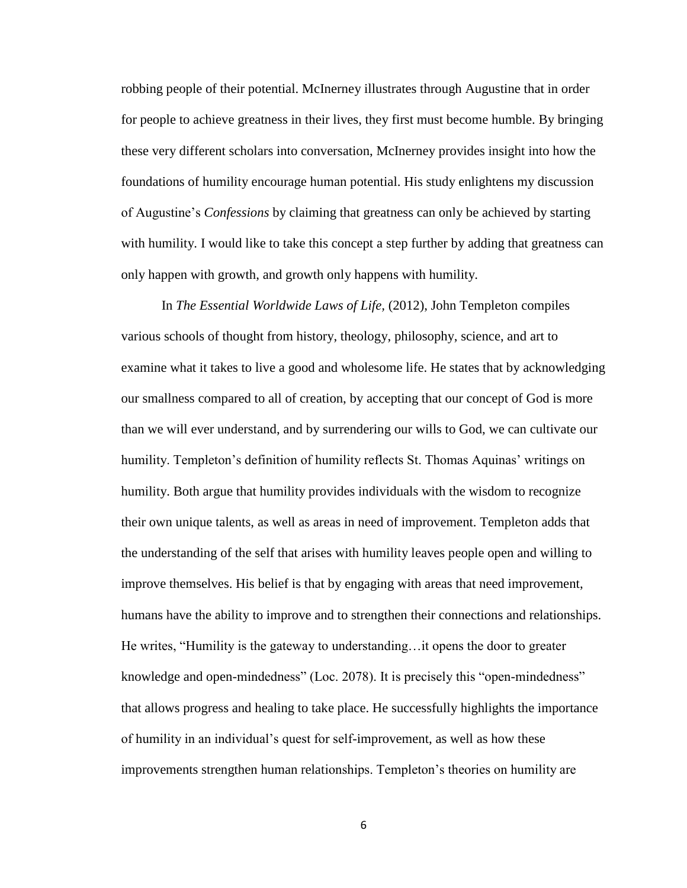robbing people of their potential. McInerney illustrates through Augustine that in order for people to achieve greatness in their lives, they first must become humble. By bringing these very different scholars into conversation, McInerney provides insight into how the foundations of humility encourage human potential. His study enlightens my discussion of Augustine's *Confessions* by claiming that greatness can only be achieved by starting with humility. I would like to take this concept a step further by adding that greatness can only happen with growth, and growth only happens with humility.

In *The Essential Worldwide Laws of Life,* (2012), John Templeton compiles various schools of thought from history, theology, philosophy, science, and art to examine what it takes to live a good and wholesome life. He states that by acknowledging our smallness compared to all of creation, by accepting that our concept of God is more than we will ever understand, and by surrendering our wills to God, we can cultivate our humility. Templeton's definition of humility reflects St. Thomas Aquinas' writings on humility. Both argue that humility provides individuals with the wisdom to recognize their own unique talents, as well as areas in need of improvement. Templeton adds that the understanding of the self that arises with humility leaves people open and willing to improve themselves. His belief is that by engaging with areas that need improvement, humans have the ability to improve and to strengthen their connections and relationships. He writes, "Humility is the gateway to understanding…it opens the door to greater knowledge and open-mindedness" (Loc. 2078). It is precisely this "open-mindedness" that allows progress and healing to take place. He successfully highlights the importance of humility in an individual's quest for self-improvement, as well as how these improvements strengthen human relationships. Templeton's theories on humility are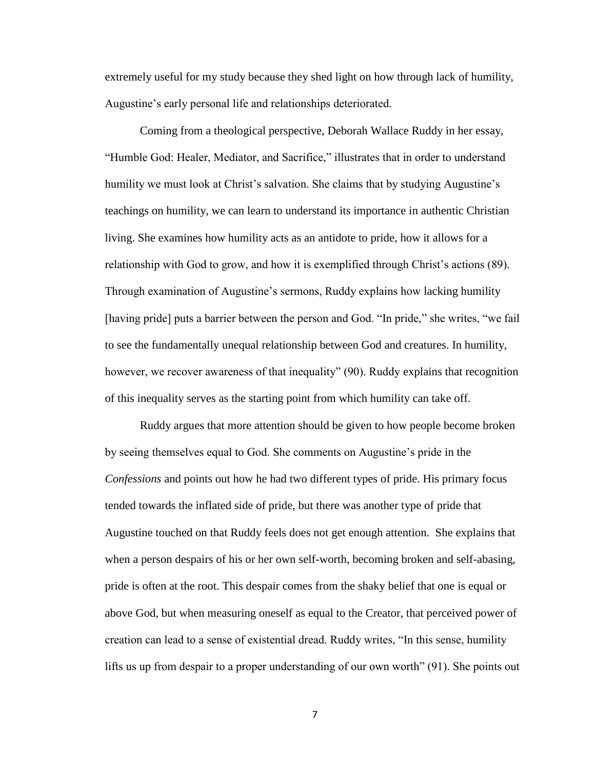extremely useful for my study because they shed light on how through lack of humility, Augustine's early personal life and relationships deteriorated.

Coming from a theological perspective, Deborah Wallace Ruddy in her essay, "Humble God: Healer, Mediator, and Sacrifice," illustrates that in order to understand humility we must look at Christ's salvation. She claims that by studying Augustine's teachings on humility, we can learn to understand its importance in authentic Christian living. She examines how humility acts as an antidote to pride, how it allows for a relationship with God to grow, and how it is exemplified through Christ's actions (89). Through examination of Augustine's sermons, Ruddy explains how lacking humility [having pride] puts a barrier between the person and God. "In pride," she writes, "we fail to see the fundamentally unequal relationship between God and creatures. In humility, however, we recover awareness of that inequality" (90). Ruddy explains that recognition of this inequality serves as the starting point from which humility can take off.

Ruddy argues that more attention should be given to how people become broken by seeing themselves equal to God. She comments on Augustine's pride in the *Confessions* and points out how he had two different types of pride. His primary focus tended towards the inflated side of pride, but there was another type of pride that Augustine touched on that Ruddy feels does not get enough attention. She explains that when a person despairs of his or her own self-worth, becoming broken and self-abasing, pride is often at the root. This despair comes from the shaky belief that one is equal or above God, but when measuring oneself as equal to the Creator, that perceived power of creation can lead to a sense of existential dread. Ruddy writes, "In this sense, humility lifts us up from despair to a proper understanding of our own worth" (91). She points out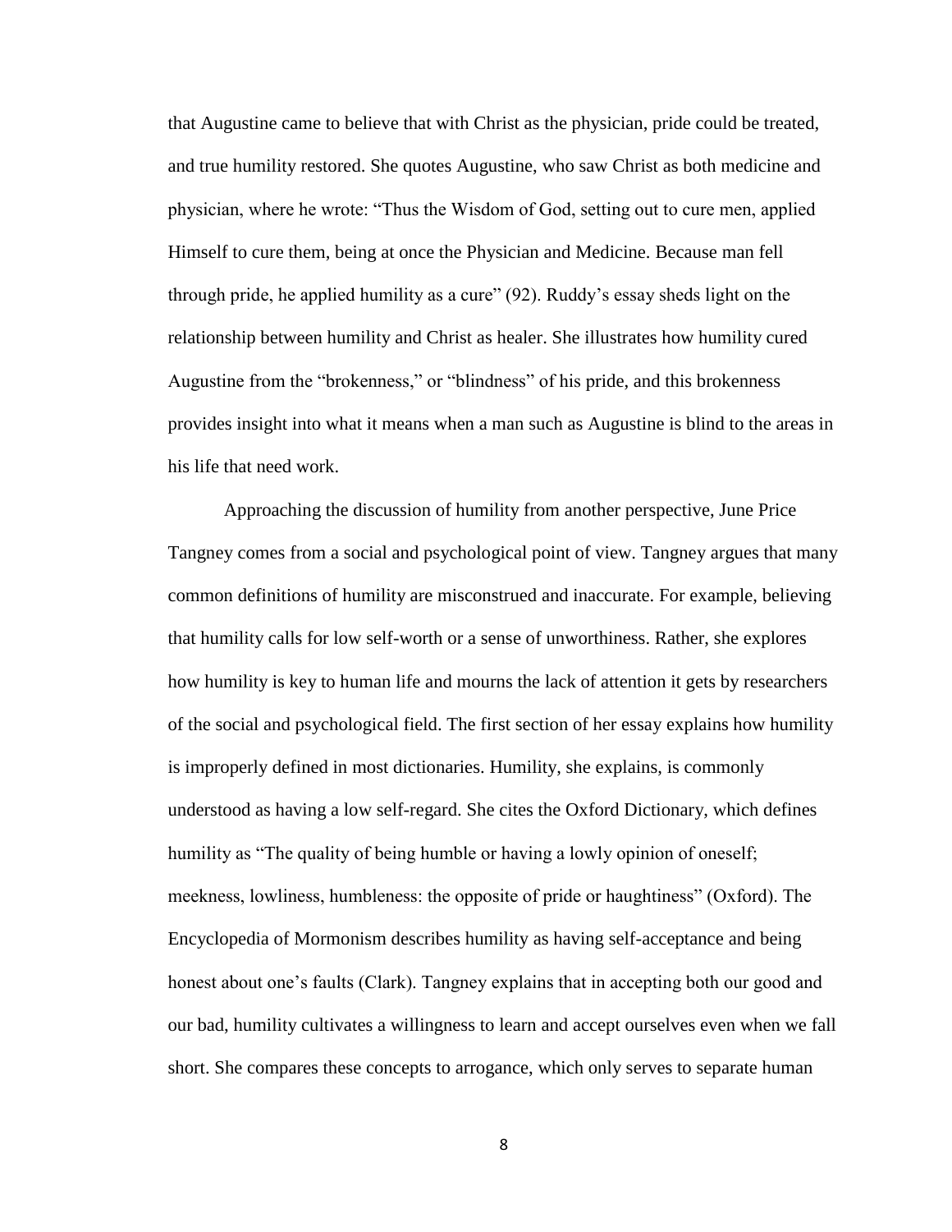that Augustine came to believe that with Christ as the physician, pride could be treated, and true humility restored. She quotes Augustine, who saw Christ as both medicine and physician, where he wrote: "Thus the Wisdom of God, setting out to cure men, applied Himself to cure them, being at once the Physician and Medicine. Because man fell through pride, he applied humility as a cure" (92). Ruddy's essay sheds light on the relationship between humility and Christ as healer. She illustrates how humility cured Augustine from the "brokenness," or "blindness" of his pride, and this brokenness provides insight into what it means when a man such as Augustine is blind to the areas in his life that need work.

Approaching the discussion of humility from another perspective, June Price Tangney comes from a social and psychological point of view. Tangney argues that many common definitions of humility are misconstrued and inaccurate. For example, believing that humility calls for low self-worth or a sense of unworthiness. Rather, she explores how humility is key to human life and mourns the lack of attention it gets by researchers of the social and psychological field. The first section of her essay explains how humility is improperly defined in most dictionaries. Humility, she explains, is commonly understood as having a low self-regard. She cites the Oxford Dictionary, which defines humility as "The quality of being humble or having a lowly opinion of oneself; meekness, lowliness, humbleness: the opposite of pride or haughtiness" (Oxford). The Encyclopedia of Mormonism describes humility as having self-acceptance and being honest about one's faults (Clark). Tangney explains that in accepting both our good and our bad, humility cultivates a willingness to learn and accept ourselves even when we fall short. She compares these concepts to arrogance, which only serves to separate human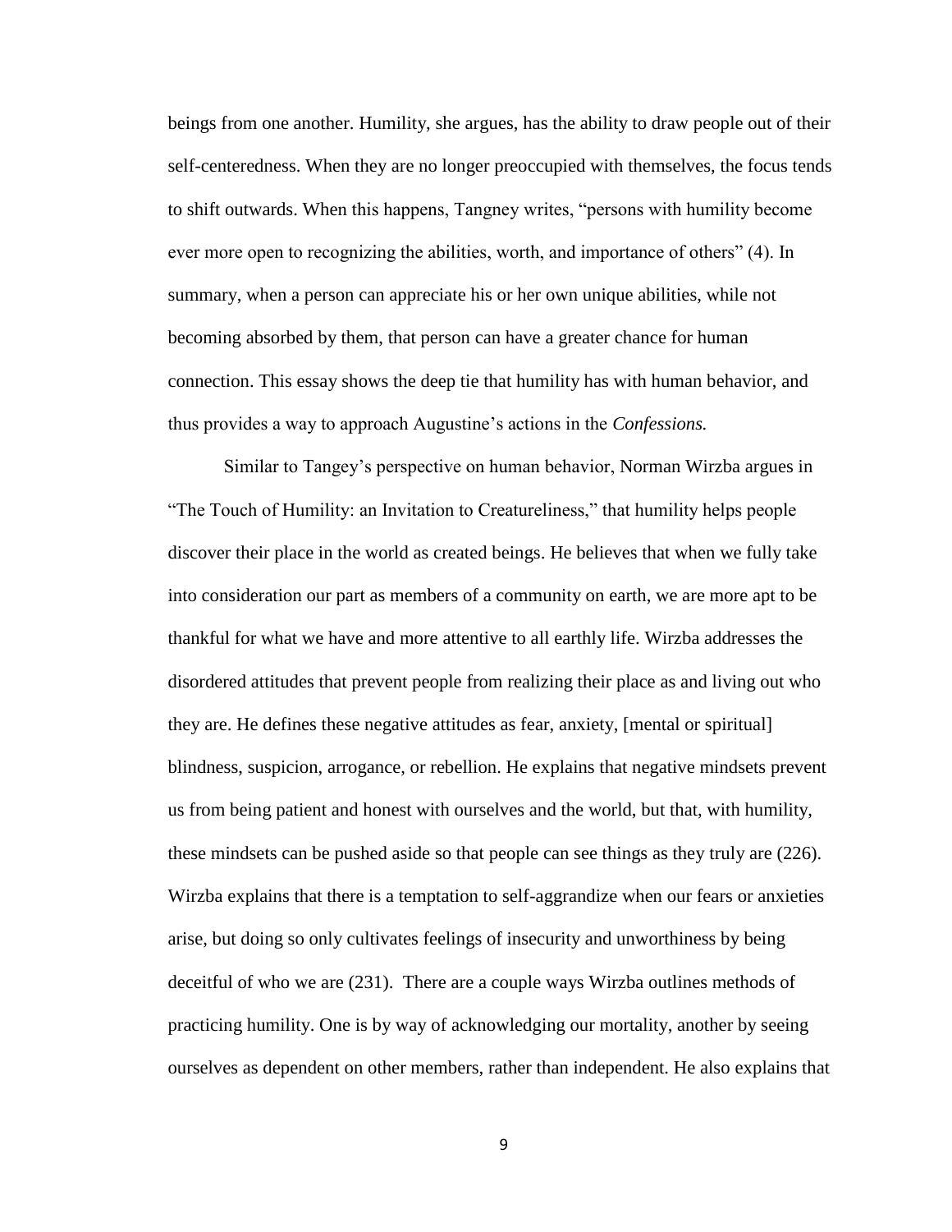beings from one another. Humility, she argues, has the ability to draw people out of their self-centeredness. When they are no longer preoccupied with themselves, the focus tends to shift outwards. When this happens, Tangney writes, "persons with humility become ever more open to recognizing the abilities, worth, and importance of others" (4). In summary, when a person can appreciate his or her own unique abilities, while not becoming absorbed by them, that person can have a greater chance for human connection. This essay shows the deep tie that humility has with human behavior, and thus provides a way to approach Augustine's actions in the *Confessions.*

Similar to Tangey's perspective on human behavior, Norman Wirzba argues in "The Touch of Humility: an Invitation to Creatureliness," that humility helps people discover their place in the world as created beings. He believes that when we fully take into consideration our part as members of a community on earth, we are more apt to be thankful for what we have and more attentive to all earthly life. Wirzba addresses the disordered attitudes that prevent people from realizing their place as and living out who they are. He defines these negative attitudes as fear, anxiety, [mental or spiritual] blindness, suspicion, arrogance, or rebellion. He explains that negative mindsets prevent us from being patient and honest with ourselves and the world, but that, with humility, these mindsets can be pushed aside so that people can see things as they truly are (226). Wirzba explains that there is a temptation to self-aggrandize when our fears or anxieties arise, but doing so only cultivates feelings of insecurity and unworthiness by being deceitful of who we are (231). There are a couple ways Wirzba outlines methods of practicing humility. One is by way of acknowledging our mortality, another by seeing ourselves as dependent on other members, rather than independent. He also explains that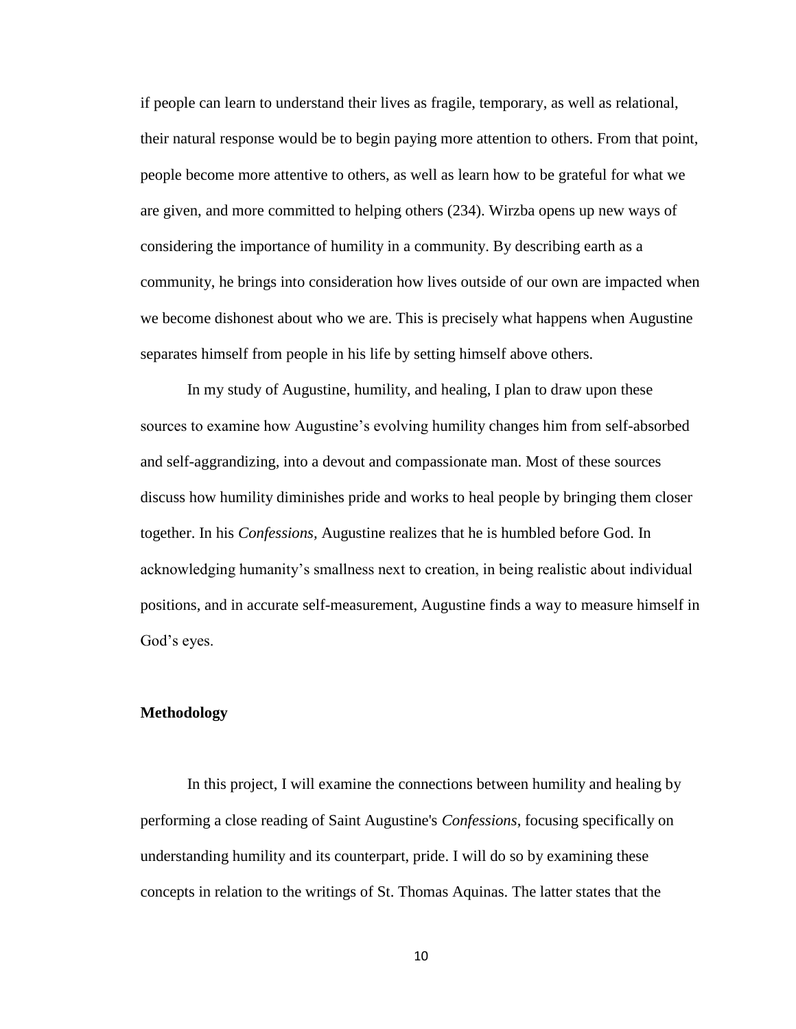if people can learn to understand their lives as fragile, temporary, as well as relational, their natural response would be to begin paying more attention to others. From that point, people become more attentive to others, as well as learn how to be grateful for what we are given, and more committed to helping others (234). Wirzba opens up new ways of considering the importance of humility in a community. By describing earth as a community, he brings into consideration how lives outside of our own are impacted when we become dishonest about who we are. This is precisely what happens when Augustine separates himself from people in his life by setting himself above others.

In my study of Augustine, humility, and healing, I plan to draw upon these sources to examine how Augustine's evolving humility changes him from self-absorbed and self-aggrandizing, into a devout and compassionate man. Most of these sources discuss how humility diminishes pride and works to heal people by bringing them closer together. In his *Confessions,* Augustine realizes that he is humbled before God. In acknowledging humanity's smallness next to creation, in being realistic about individual positions, and in accurate self-measurement, Augustine finds a way to measure himself in God's eyes.

**Methodology**

In this project, I will examine the connections between humility and healing by performing a close reading of Saint Augustine's *Confessions*, focusing specifically on understanding humility and its counterpart, pride. I will do so by examining these concepts in relation to the writings of St. Thomas Aquinas. The latter states that the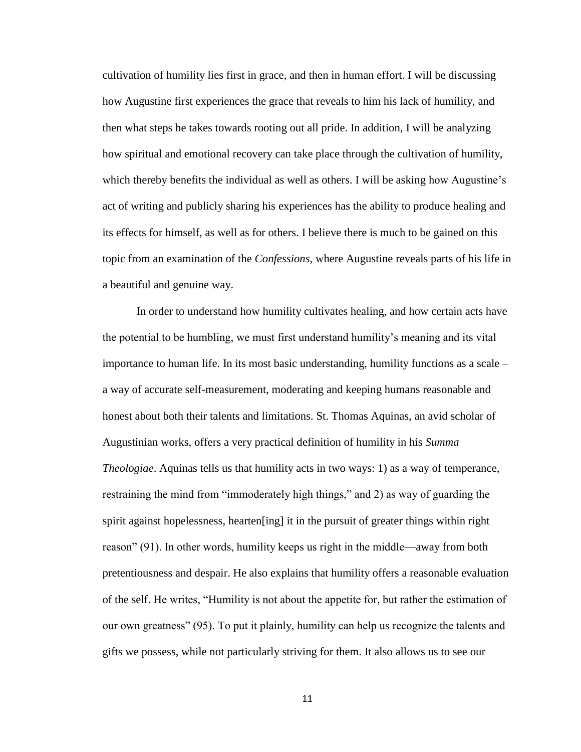cultivation of humility lies first in grace, and then in human effort. I will be discussing how Augustine first experiences the grace that reveals to him his lack of humility, and then what steps he takes towards rooting out all pride. In addition, I will be analyzing how spiritual and emotional recovery can take place through the cultivation of humility, which thereby benefits the individual as well as others. I will be asking how Augustine's act of writing and publicly sharing his experiences has the ability to produce healing and its effects for himself, as well as for others. I believe there is much to be gained on this topic from an examination of the *Confessions,* where Augustine reveals parts of his life in a beautiful and genuine way.

In order to understand how humility cultivates healing, and how certain acts have the potential to be humbling, we must first understand humility's meaning and its vital importance to human life. In its most basic understanding, humility functions as a scale – a way of accurate self-measurement, moderating and keeping humans reasonable and honest about both their talents and limitations. St. Thomas Aquinas, an avid scholar of Augustinian works, offers a very practical definition of humility in his *Summa Theologiae*. Aquinas tells us that humility acts in two ways: 1) as a way of temperance, restraining the mind from "immoderately high things," and 2) as way of guarding the spirit against hopelessness, hearten[ing] it in the pursuit of greater things within right reason" (91). In other words, humility keeps us right in the middle—away from both pretentiousness and despair. He also explains that humility offers a reasonable evaluation of the self. He writes, "Humility is not about the appetite for, but rather the estimation of our own greatness" (95). To put it plainly, humility can help us recognize the talents and gifts we possess, while not particularly striving for them. It also allows us to see our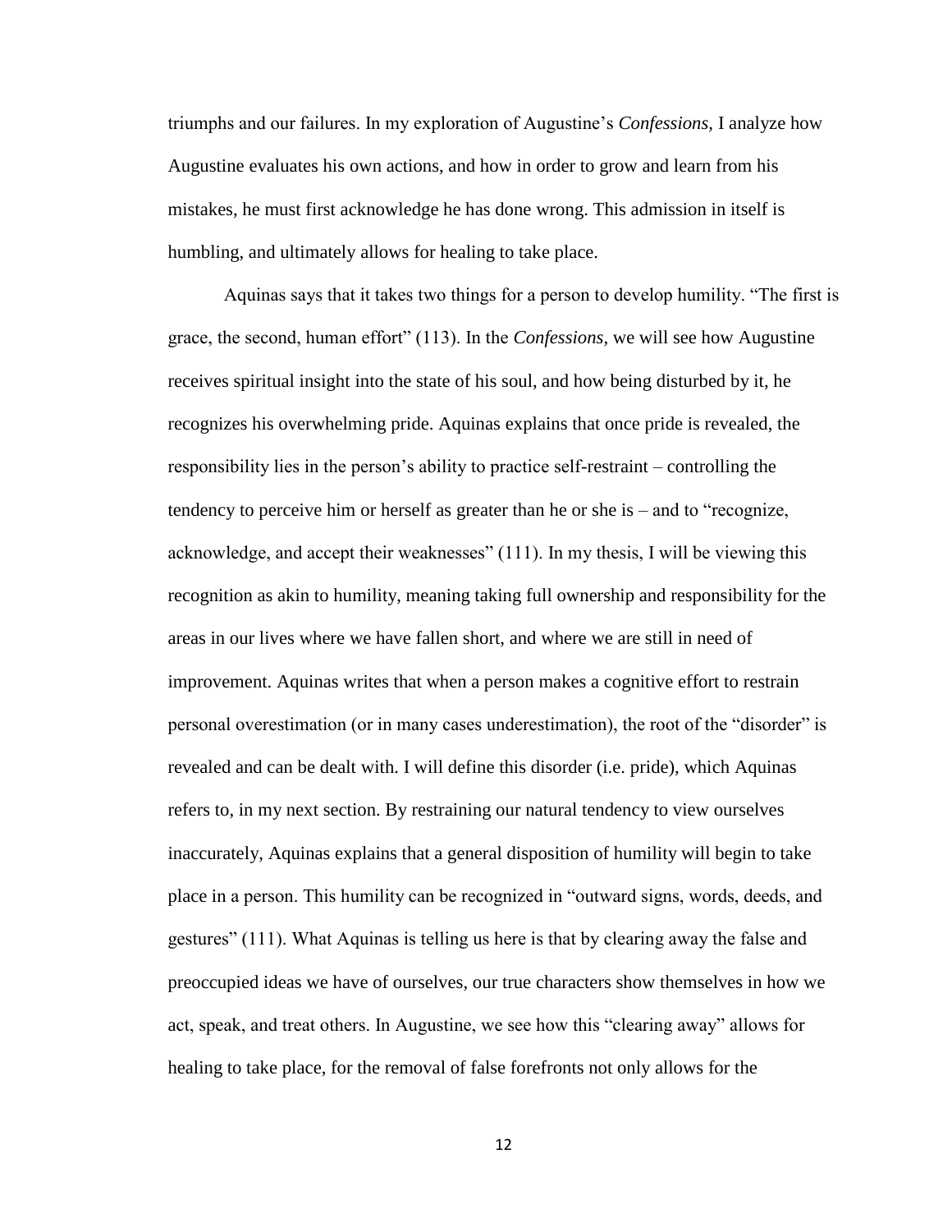triumphs and our failures. In my exploration of Augustine's *Confessions*, I analyze how Augustine evaluates his own actions, and how in order to grow and learn from his mistakes, he must first acknowledge he has done wrong. This admission in itself is humbling, and ultimately allows for healing to take place.

Aquinas says that it takes two things for a person to develop humility. "The first is grace, the second, human effort" (113). In the *Confessions*, we will see how Augustine receives spiritual insight into the state of his soul, and how being disturbed by it, he recognizes his overwhelming pride. Aquinas explains that once pride is revealed, the responsibility lies in the person's ability to practice self-restraint – controlling the tendency to perceive him or herself as greater than he or she is – and to "recognize, acknowledge, and accept their weaknesses" (111). In my thesis, I will be viewing this recognition as akin to humility, meaning taking full ownership and responsibility for the areas in our lives where we have fallen short, and where we are still in need of improvement. Aquinas writes that when a person makes a cognitive effort to restrain personal overestimation (or in many cases underestimation), the root of the "disorder" is revealed and can be dealt with. I will define this disorder (i.e. pride), which Aquinas refers to, in my next section. By restraining our natural tendency to view ourselves inaccurately, Aquinas explains that a general disposition of humility will begin to take place in a person. This humility can be recognized in "outward signs, words, deeds, and gestures" (111). What Aquinas is telling us here is that by clearing away the false and preoccupied ideas we have of ourselves, our true characters show themselves in how we act, speak, and treat others. In Augustine, we see how this "clearing away" allows for healing to take place, for the removal of false forefronts not only allows for the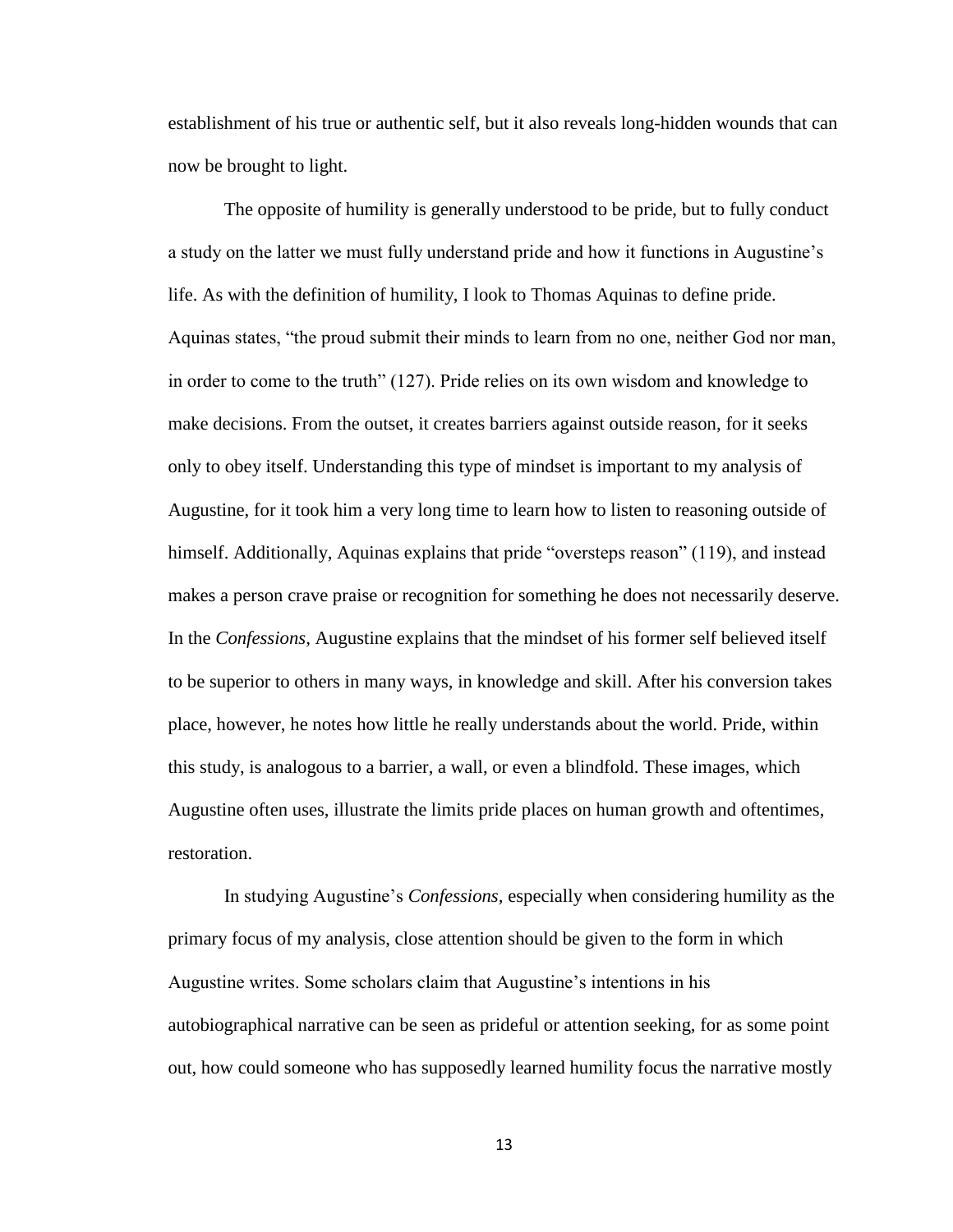establishment of his true or authentic self, but it also reveals long-hidden wounds that can now be brought to light.

The opposite of humility is generally understood to be pride, but to fully conduct a study on the latter we must fully understand pride and how it functions in Augustine's life. As with the definition of humility, I look to Thomas Aquinas to define pride. Aquinas states, "the proud submit their minds to learn from no one, neither God nor man, in order to come to the truth" (127). Pride relies on its own wisdom and knowledge to make decisions. From the outset, it creates barriers against outside reason, for it seeks only to obey itself. Understanding this type of mindset is important to my analysis of Augustine, for it took him a very long time to learn how to listen to reasoning outside of himself. Additionally, Aquinas explains that pride "oversteps reason" (119), and instead makes a person crave praise or recognition for something he does not necessarily deserve. In the *Confessions,* Augustine explains that the mindset of his former self believed itself to be superior to others in many ways, in knowledge and skill. After his conversion takes place, however, he notes how little he really understands about the world. Pride, within this study, is analogous to a barrier, a wall, or even a blindfold. These images, which Augustine often uses, illustrate the limits pride places on human growth and oftentimes, restoration.

In studying Augustine's *Confessions,* especially when considering humility as the primary focus of my analysis, close attention should be given to the form in which Augustine writes. Some scholars claim that Augustine's intentions in his autobiographical narrative can be seen as prideful or attention seeking, for as some point out, how could someone who has supposedly learned humility focus the narrative mostly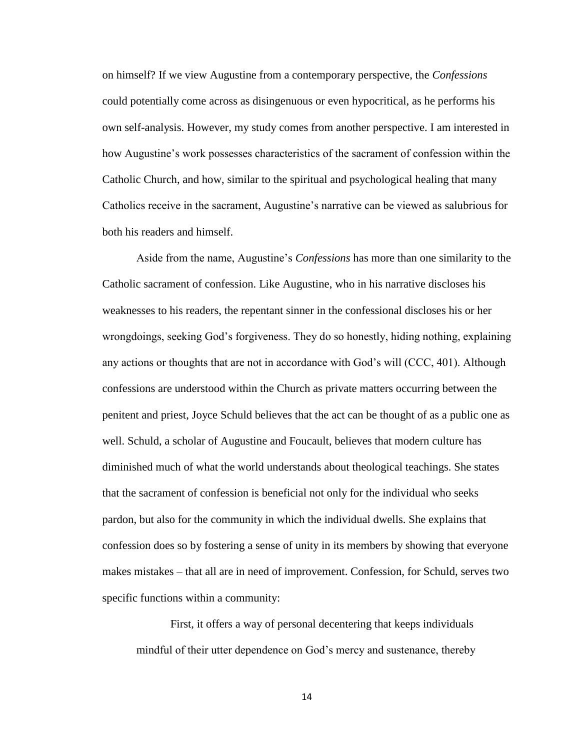on himself? If we view Augustine from a contemporary perspective, the *Confessions* could potentially come across as disingenuous or even hypocritical, as he performs his own self-analysis. However, my study comes from another perspective. I am interested in how Augustine's work possesses characteristics of the sacrament of confession within the Catholic Church, and how, similar to the spiritual and psychological healing that many Catholics receive in the sacrament, Augustine's narrative can be viewed as salubrious for both his readers and himself.

Aside from the name, Augustine's *Confessions* has more than one similarity to the Catholic sacrament of confession. Like Augustine, who in his narrative discloses his weaknesses to his readers, the repentant sinner in the confessional discloses his or her wrongdoings, seeking God's forgiveness. They do so honestly, hiding nothing, explaining any actions or thoughts that are not in accordance with God's will (CCC, 401). Although confessions are understood within the Church as private matters occurring between the penitent and priest, Joyce Schuld believes that the act can be thought of as a public one as well. Schuld, a scholar of Augustine and Foucault, believes that modern culture has diminished much of what the world understands about theological teachings. She states that the sacrament of confession is beneficial not only for the individual who seeks pardon, but also for the community in which the individual dwells. She explains that confession does so by fostering a sense of unity in its members by showing that everyone makes mistakes – that all are in need of improvement. Confession, for Schuld, serves two specific functions within a community:

> First, it offers a way of personal decentering that keeps individuals mindful of their utter dependence on God's mercy and sustenance, thereby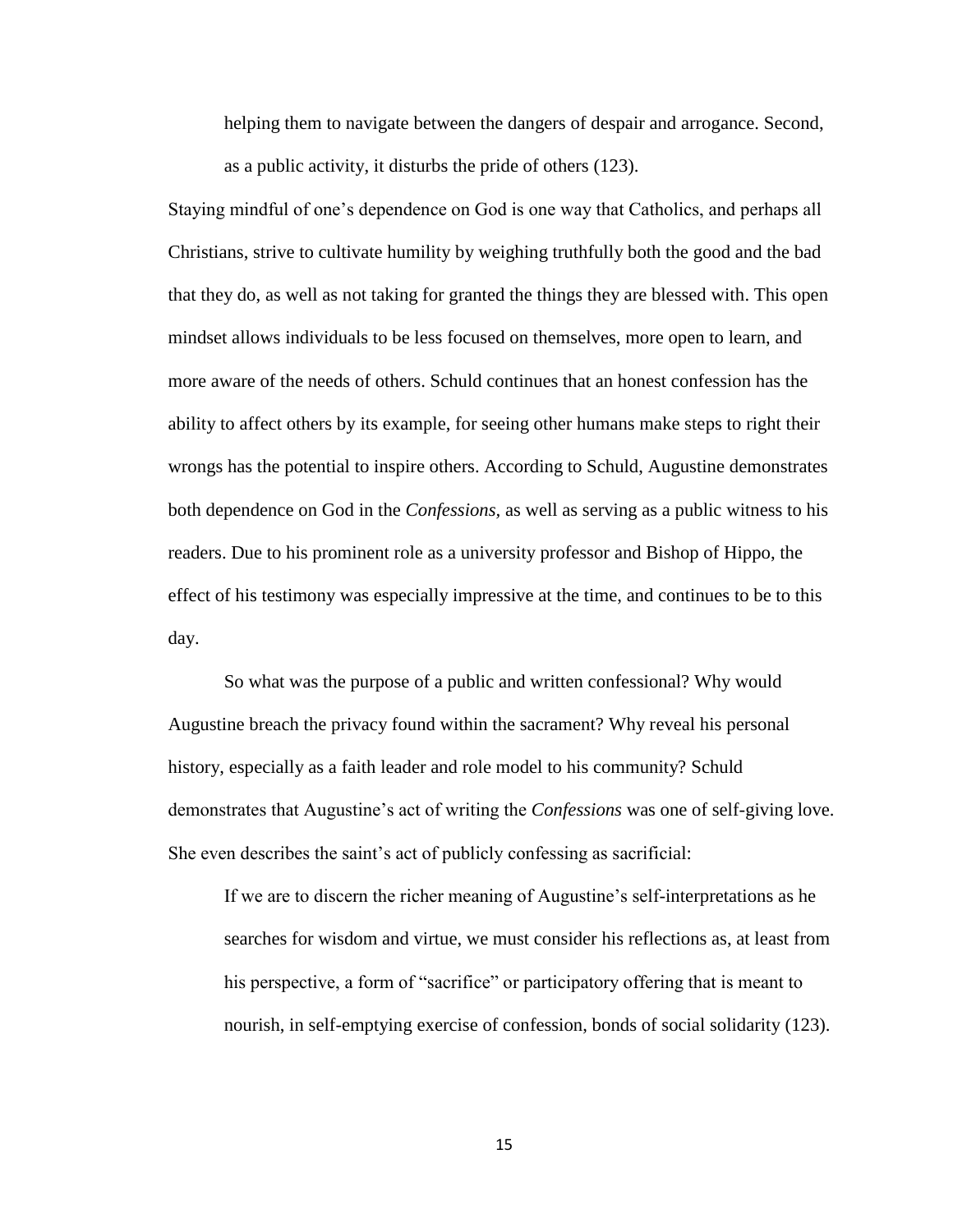> helping them to navigate between the dangers of despair and arrogance. Second, as a public activity, it disturbs the pride of others (123).

Staying mindful of one's dependence on God is one way that Catholics, and perhaps all Christians, strive to cultivate humility by weighing truthfully both the good and the bad that they do, as well as not taking for granted the things they are blessed with. This open mindset allows individuals to be less focused on themselves, more open to learn, and more aware of the needs of others. Schuld continues that an honest confession has the ability to affect others by its example, for seeing other humans make steps to right their wrongs has the potential to inspire others. According to Schuld, Augustine demonstrates both dependence on God in the *Confessions*, as well as serving as a public witness to his readers. Due to his prominent role as a university professor and Bishop of Hippo, the effect of his testimony was especially impressive at the time, and continues to be to this day.

So what was the purpose of a public and written confessional? Why would Augustine breach the privacy found within the sacrament? Why reveal his personal history, especially as a faith leader and role model to his community? Schuld demonstrates that Augustine's act of writing the *Confessions* was one of self-giving love. She even describes the saint's act of publicly confessing as sacrificial:

> If we are to discern the richer meaning of Augustine's self-interpretations as he searches for wisdom and virtue, we must consider his reflections as, at least from his perspective, a form of "sacrifice" or participatory offering that is meant to nourish, in self-emptying exercise of confession, bonds of social solidarity (123).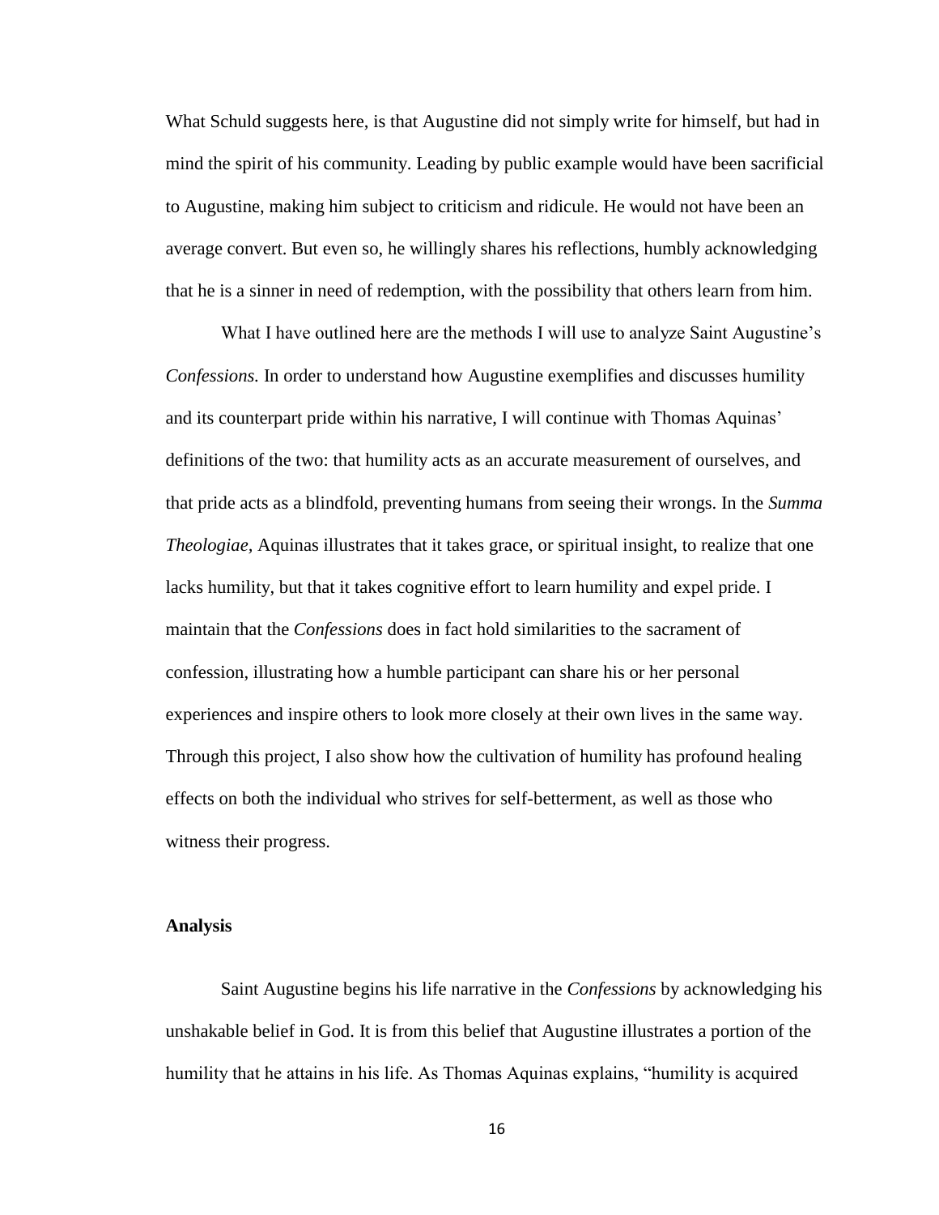What Schuld suggests here, is that Augustine did not simply write for himself, but had in mind the spirit of his community. Leading by public example would have been sacrificial to Augustine, making him subject to criticism and ridicule. He would not have been an average convert. But even so, he willingly shares his reflections, humbly acknowledging that he is a sinner in need of redemption, with the possibility that others learn from him.

What I have outlined here are the methods I will use to analyze Saint Augustine's *Confessions.* In order to understand how Augustine exemplifies and discusses humility and its counterpart pride within his narrative, I will continue with Thomas Aquinas' definitions of the two: that humility acts as an accurate measurement of ourselves, and that pride acts as a blindfold, preventing humans from seeing their wrongs. In the *Summa Theologiae*, Aquinas illustrates that it takes grace, or spiritual insight, to realize that one lacks humility, but that it takes cognitive effort to learn humility and expel pride. I maintain that the *Confessions* does in fact hold similarities to the sacrament of confession, illustrating how a humble participant can share his or her personal experiences and inspire others to look more closely at their own lives in the same way. Through this project, I also show how the cultivation of humility has profound healing effects on both the individual who strives for self-betterment, as well as those who witness their progress.

## Analysis

Saint Augustine begins his life narrative in the *Confessions* by acknowledging his unshakable belief in God. It is from this belief that Augustine illustrates a portion of the humility that he attains in his life. As Thomas Aquinas explains, "humility is acquired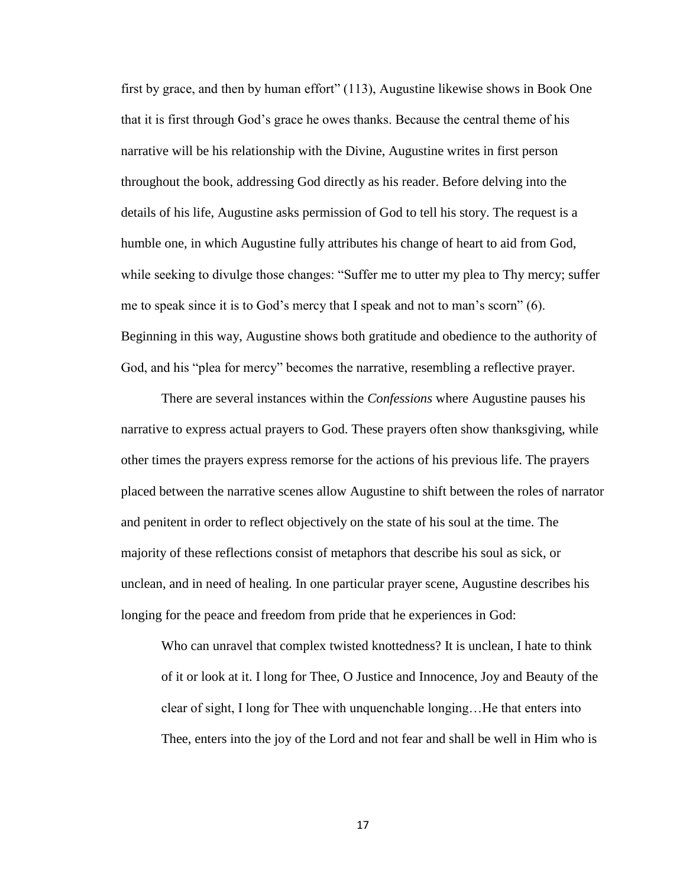first by grace, and then by human effort" (113), Augustine likewise shows in Book One that it is first through God's grace he owes thanks. Because the central theme of his narrative will be his relationship with the Divine, Augustine writes in first person throughout the book, addressing God directly as his reader. Before delving into the details of his life, Augustine asks permission of God to tell his story. The request is a humble one, in which Augustine fully attributes his change of heart to aid from God, while seeking to divulge those changes: "Suffer me to utter my plea to Thy mercy; suffer me to speak since it is to God's mercy that I speak and not to man's scorn" (6). Beginning in this way, Augustine shows both gratitude and obedience to the authority of God, and his "plea for mercy" becomes the narrative, resembling a reflective prayer.

There are several instances within the *Confessions* where Augustine pauses his narrative to express actual prayers to God. These prayers often show thanksgiving, while other times the prayers express remorse for the actions of his previous life. The prayers placed between the narrative scenes allow Augustine to shift between the roles of narrator and penitent in order to reflect objectively on the state of his soul at the time. The majority of these reflections consist of metaphors that describe his soul as sick, or unclean, and in need of healing. In one particular prayer scene, Augustine describes his longing for the peace and freedom from pride that he experiences in God:

> Who can unravel that complex twisted knottedness? It is unclean, I hate to think of it or look at it. I long for Thee, O Justice and Innocence, Joy and Beauty of the clear of sight, I long for Thee with unquenchable longing…He that enters into Thee, enters into the joy of the Lord and not fear and shall be well in Him who is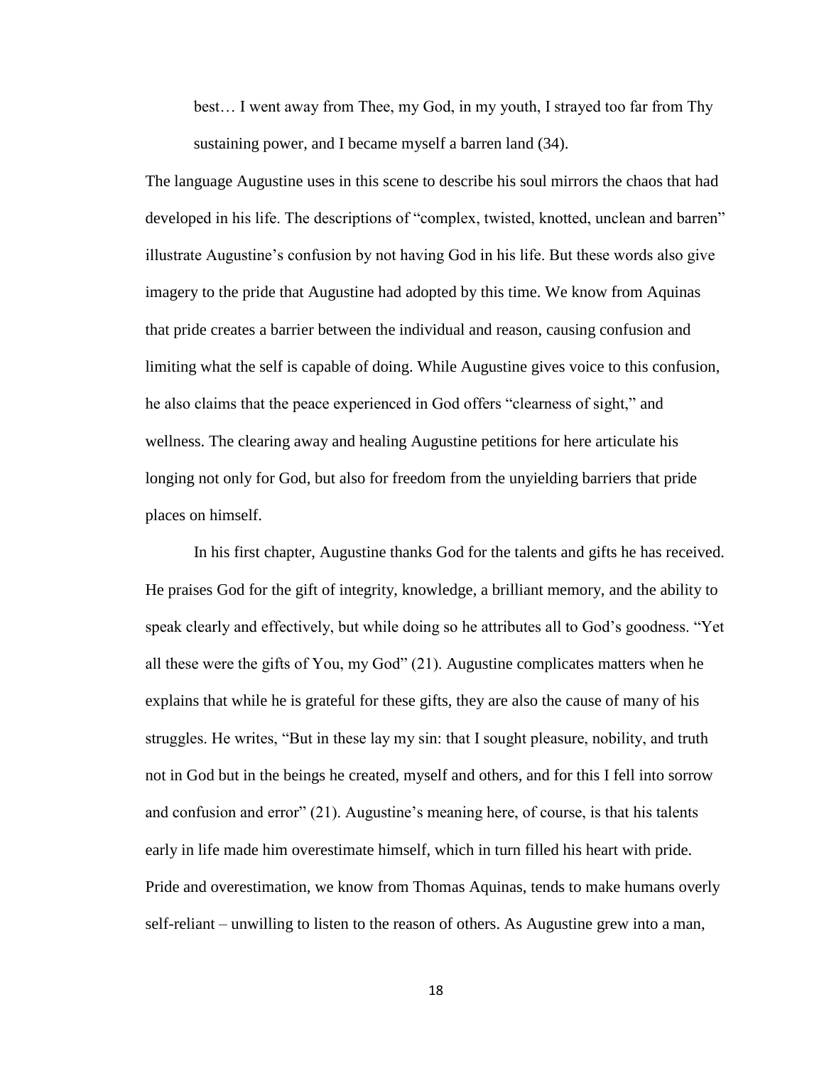> best… I went away from Thee, my God, in my youth, I strayed too far from Thy sustaining power, and I became myself a barren land (34).

The language Augustine uses in this scene to describe his soul mirrors the chaos that had developed in his life. The descriptions of "complex, twisted, knotted, unclean and barren" illustrate Augustine's confusion by not having God in his life. But these words also give imagery to the pride that Augustine had adopted by this time. We know from Aquinas that pride creates a barrier between the individual and reason, causing confusion and limiting what the self is capable of doing. While Augustine gives voice to this confusion, he also claims that the peace experienced in God offers "clearness of sight," and wellness. The clearing away and healing Augustine petitions for here articulate his longing not only for God, but also for freedom from the unyielding barriers that pride places on himself.

In his first chapter, Augustine thanks God for the talents and gifts he has received. He praises God for the gift of integrity, knowledge, a brilliant memory, and the ability to speak clearly and effectively, but while doing so he attributes all to God's goodness. "Yet all these were the gifts of You, my God" (21). Augustine complicates matters when he explains that while he is grateful for these gifts, they are also the cause of many of his struggles. He writes, "But in these lay my sin: that I sought pleasure, nobility, and truth not in God but in the beings he created, myself and others, and for this I fell into sorrow and confusion and error" (21). Augustine's meaning here, of course, is that his talents early in life made him overestimate himself, which in turn filled his heart with pride. Pride and overestimation, we know from Thomas Aquinas, tends to make humans overly self-reliant – unwilling to listen to the reason of others. As Augustine grew into a man,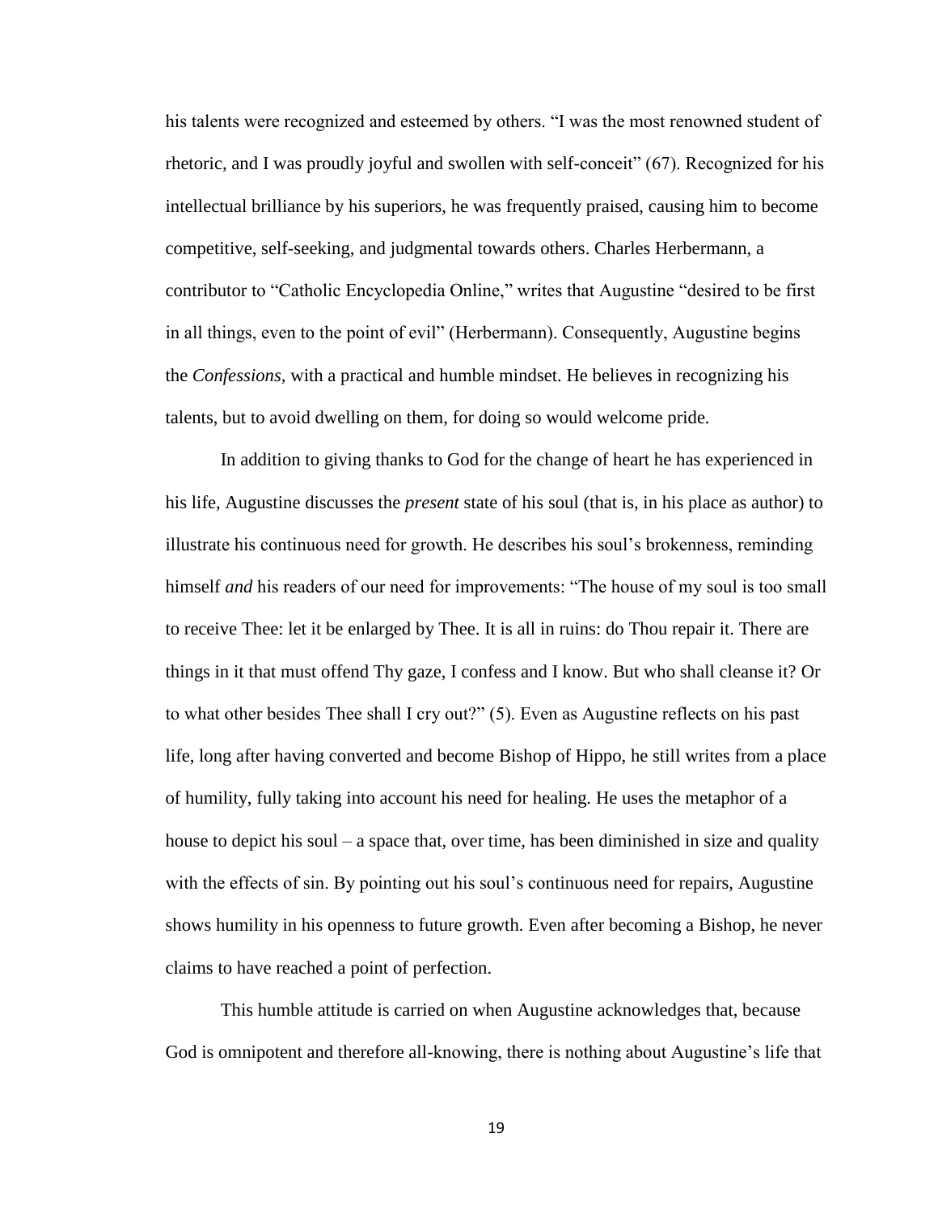his talents were recognized and esteemed by others. "I was the most renowned student of rhetoric, and I was proudly joyful and swollen with self-conceit" (67). Recognized for his intellectual brilliance by his superiors, he was frequently praised, causing him to become competitive, self-seeking, and judgmental towards others. Charles Herbermann, a contributor to "Catholic Encyclopedia Online," writes that Augustine "desired to be first in all things, even to the point of evil" (Herbermann). Consequently, Augustine begins the *Confessions*, with a practical and humble mindset. He believes in recognizing his talents, but to avoid dwelling on them, for doing so would welcome pride.

In addition to giving thanks to God for the change of heart he has experienced in his life, Augustine discusses the *present* state of his soul (that is, in his place as author) to illustrate his continuous need for growth. He describes his soul's brokenness, reminding himself *and* his readers of our need for improvements: "The house of my soul is too small to receive Thee: let it be enlarged by Thee. It is all in ruins: do Thou repair it. There are things in it that must offend Thy gaze, I confess and I know. But who shall cleanse it? Or to what other besides Thee shall I cry out?" (5). Even as Augustine reflects on his past life, long after having converted and become Bishop of Hippo, he still writes from a place of humility, fully taking into account his need for healing. He uses the metaphor of a house to depict his soul – a space that, over time, has been diminished in size and quality with the effects of sin. By pointing out his soul's continuous need for repairs, Augustine shows humility in his openness to future growth. Even after becoming a Bishop, he never claims to have reached a point of perfection.

This humble attitude is carried on when Augustine acknowledges that, because God is omnipotent and therefore all-knowing, there is nothing about Augustine's life that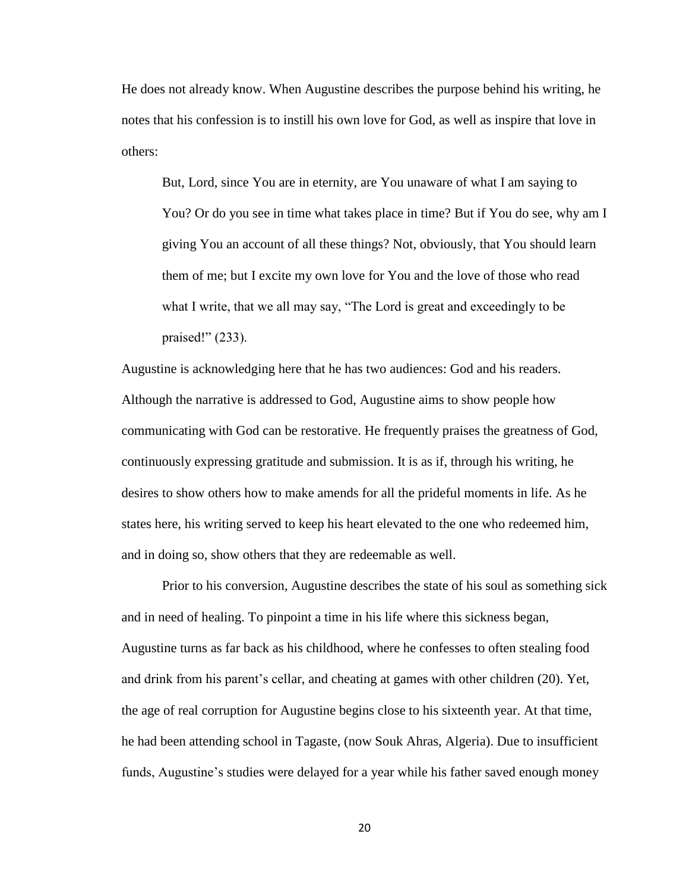He does not already know. When Augustine describes the purpose behind his writing, he notes that his confession is to instill his own love for God, as well as inspire that love in others:

> But, Lord, since You are in eternity, are You unaware of what I am saying to You? Or do you see in time what takes place in time? But if You do see, why am I giving You an account of all these things? Not, obviously, that You should learn them of me; but I excite my own love for You and the love of those who read what I write, that we all may say, "The Lord is great and exceedingly to be praised!" (233).

Augustine is acknowledging here that he has two audiences: God and his readers. Although the narrative is addressed to God, Augustine aims to show people how communicating with God can be restorative. He frequently praises the greatness of God, continuously expressing gratitude and submission. It is as if, through his writing, he desires to show others how to make amends for all the prideful moments in life. As he states here, his writing served to keep his heart elevated to the one who redeemed him, and in doing so, show others that they are redeemable as well.

Prior to his conversion, Augustine describes the state of his soul as something sick and in need of healing. To pinpoint a time in his life where this sickness began, Augustine turns as far back as his childhood, where he confesses to often stealing food and drink from his parent's cellar, and cheating at games with other children (20). Yet, the age of real corruption for Augustine begins close to his sixteenth year. At that time, he had been attending school in Tagaste, (now Souk Ahras, Algeria). Due to insufficient funds, Augustine's studies were delayed for a year while his father saved enough money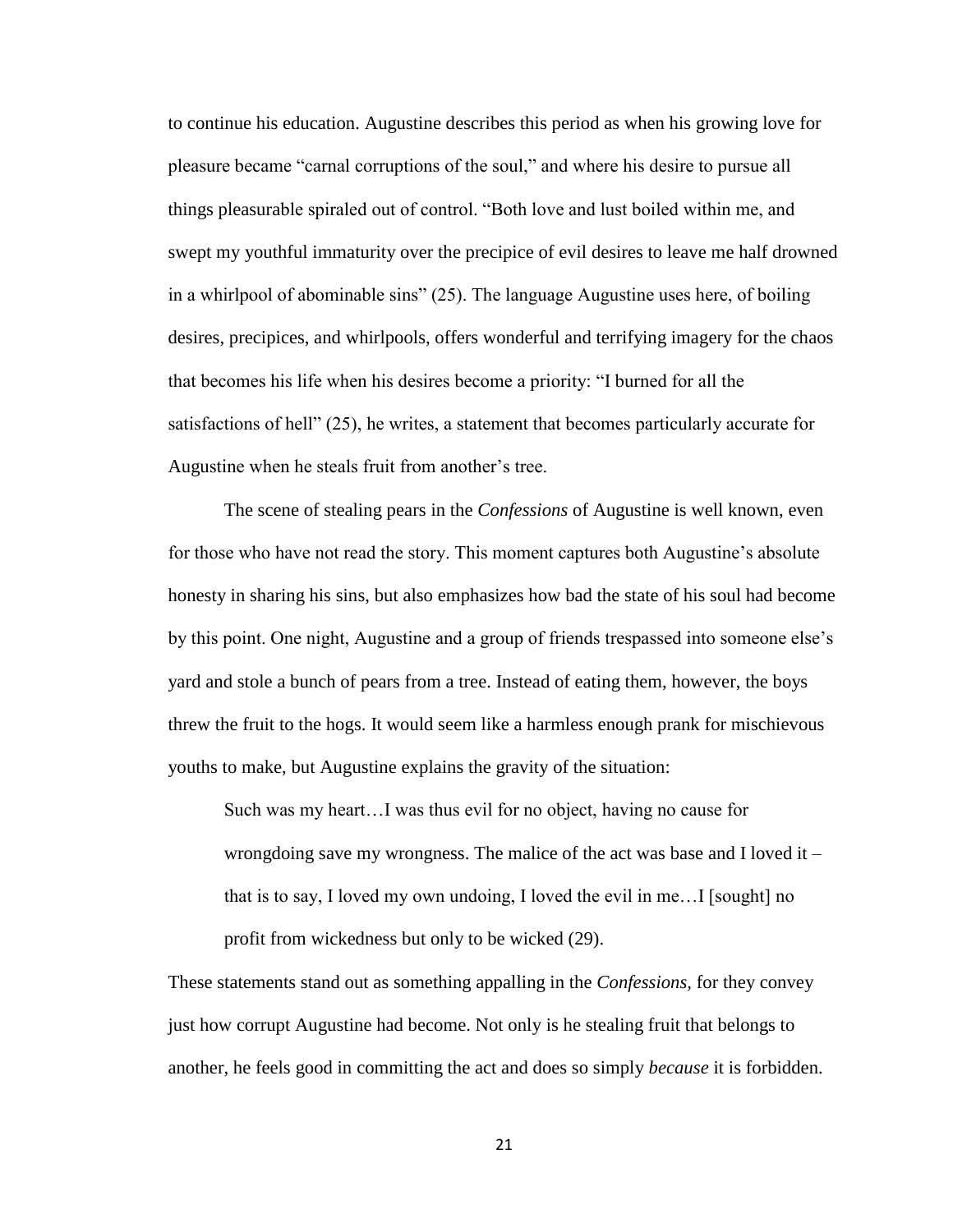to continue his education. Augustine describes this period as when his growing love for pleasure became "carnal corruptions of the soul," and where his desire to pursue all things pleasurable spiraled out of control. "Both love and lust boiled within me, and swept my youthful immaturity over the precipice of evil desires to leave me half drowned in a whirlpool of abominable sins" (25). The language Augustine uses here, of boiling desires, precipices, and whirlpools, offers wonderful and terrifying imagery for the chaos that becomes his life when his desires become a priority: "I burned for all the satisfactions of hell" (25), he writes, a statement that becomes particularly accurate for Augustine when he steals fruit from another's tree.

The scene of stealing pears in the *Confessions* of Augustine is well known, even for those who have not read the story. This moment captures both Augustine's absolute honesty in sharing his sins, but also emphasizes how bad the state of his soul had become by this point. One night, Augustine and a group of friends trespassed into someone else's yard and stole a bunch of pears from a tree. Instead of eating them, however, the boys threw the fruit to the hogs. It would seem like a harmless enough prank for mischievous youths to make, but Augustine explains the gravity of the situation:

> Such was my heart…I was thus evil for no object, having no cause for wrongdoing save my wrongness. The malice of the act was base and I loved it – that is to say, I loved my own undoing, I loved the evil in me…I [sought] no profit from wickedness but only to be wicked (29).

These statements stand out as something appalling in the *Confessions*, for they convey just how corrupt Augustine had become. Not only is he stealing fruit that belongs to another, he feels good in committing the act and does so simply *because* it is forbidden.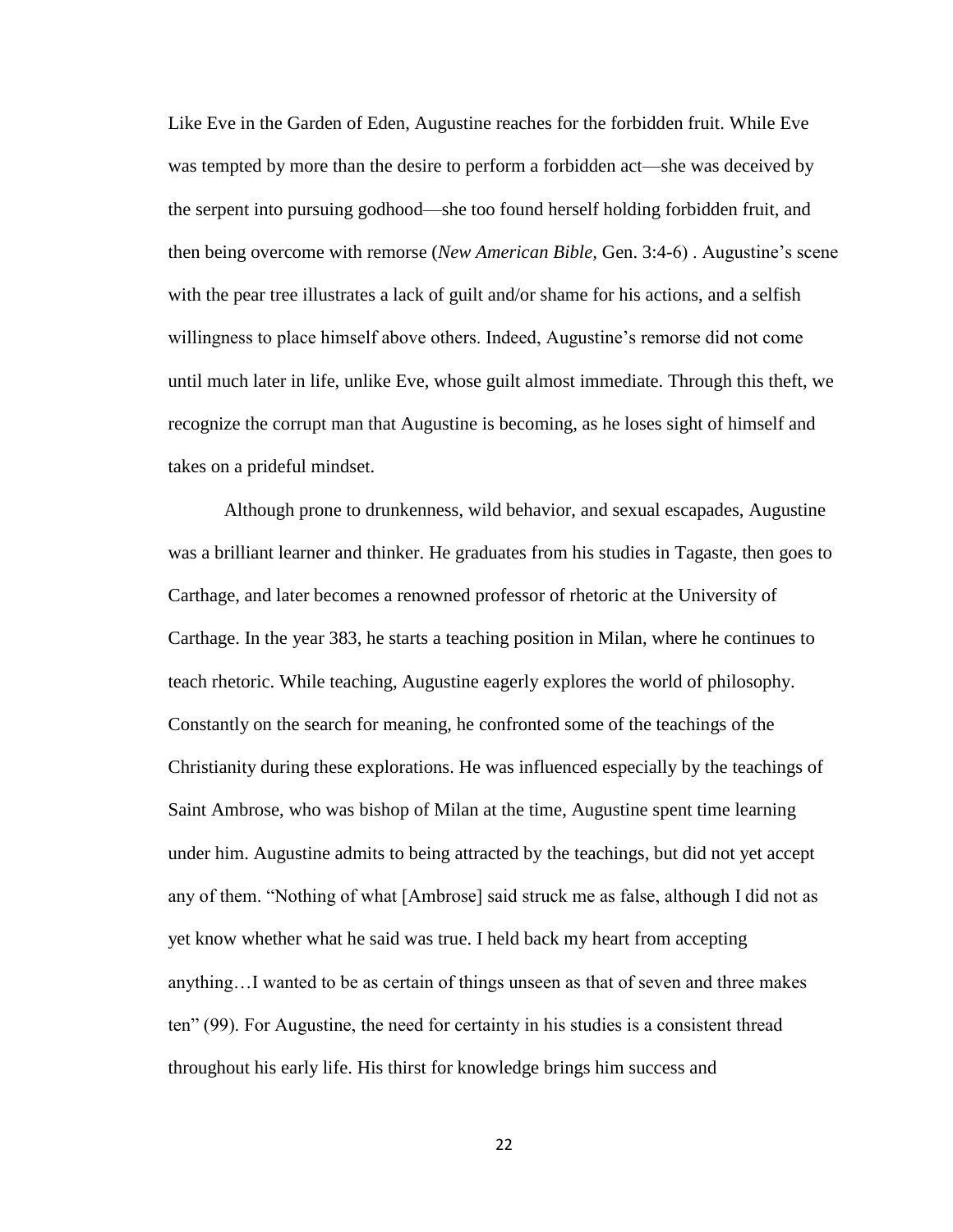Like Eve in the Garden of Eden, Augustine reaches for the forbidden fruit. While Eve was tempted by more than the desire to perform a forbidden act—she was deceived by the serpent into pursuing godhood—she too found herself holding forbidden fruit, and then being overcome with remorse (*New American Bible,* Gen. 3:4-6) . Augustine's scene with the pear tree illustrates a lack of guilt and/or shame for his actions, and a selfish willingness to place himself above others. Indeed, Augustine's remorse did not come until much later in life, unlike Eve, whose guilt almost immediate. Through this theft, we recognize the corrupt man that Augustine is becoming, as he loses sight of himself and takes on a prideful mindset.

Although prone to drunkenness, wild behavior, and sexual escapades, Augustine was a brilliant learner and thinker. He graduates from his studies in Tagaste, then goes to Carthage, and later becomes a renowned professor of rhetoric at the University of Carthage. In the year 383, he starts a teaching position in Milan, where he continues to teach rhetoric. While teaching, Augustine eagerly explores the world of philosophy. Constantly on the search for meaning, he confronted some of the teachings of the Christianity during these explorations. He was influenced especially by the teachings of Saint Ambrose, who was bishop of Milan at the time, Augustine spent time learning under him. Augustine admits to being attracted by the teachings, but did not yet accept any of them. "Nothing of what [Ambrose] said struck me as false, although I did not as yet know whether what he said was true. I held back my heart from accepting anything…I wanted to be as certain of things unseen as that of seven and three makes ten" (99). For Augustine, the need for certainty in his studies is a consistent thread throughout his early life. His thirst for knowledge brings him success and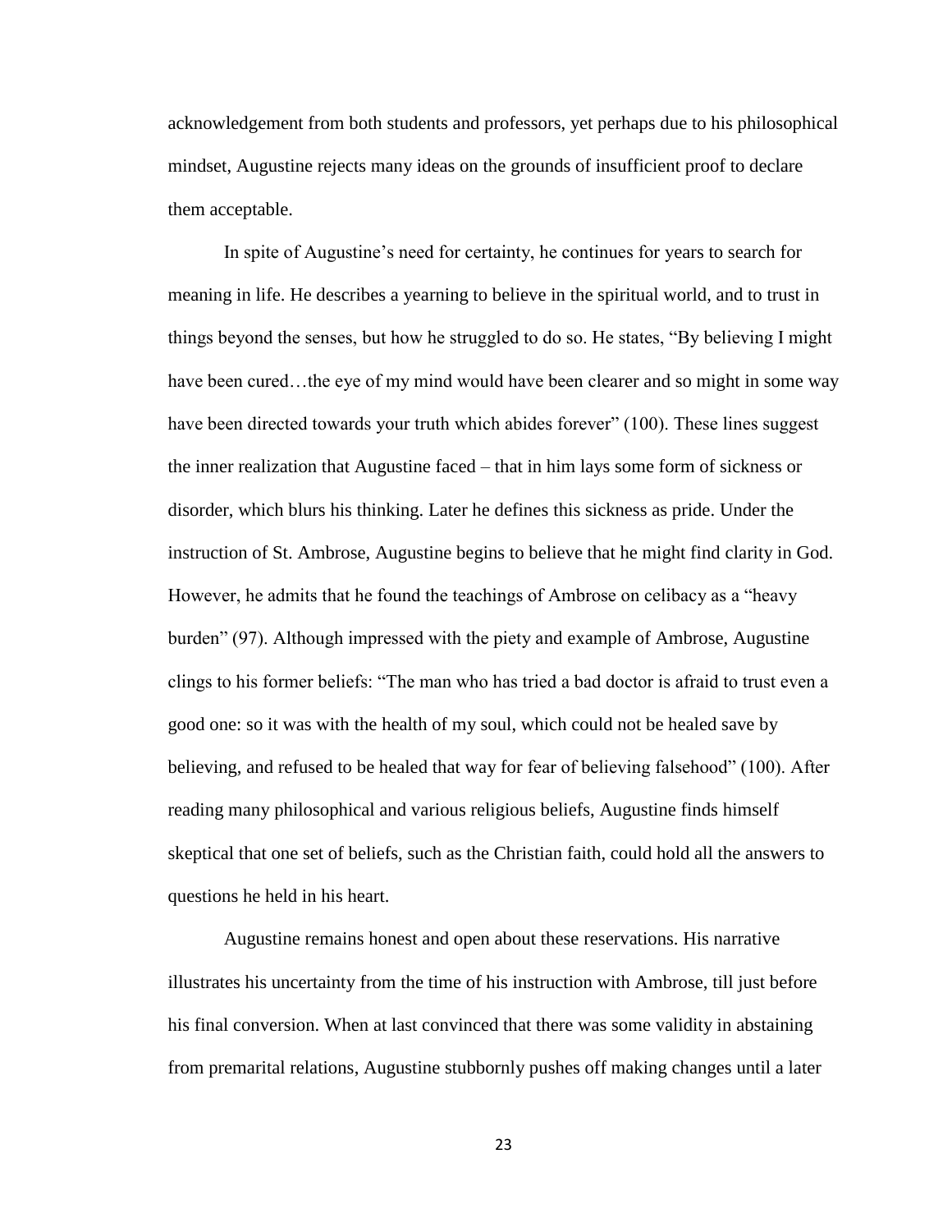acknowledgement from both students and professors, yet perhaps due to his philosophical mindset, Augustine rejects many ideas on the grounds of insufficient proof to declare them acceptable.

In spite of Augustine's need for certainty, he continues for years to search for meaning in life. He describes a yearning to believe in the spiritual world, and to trust in things beyond the senses, but how he struggled to do so. He states, "By believing I might have been cured…the eye of my mind would have been clearer and so might in some way have been directed towards your truth which abides forever" (100). These lines suggest the inner realization that Augustine faced – that in him lays some form of sickness or disorder, which blurs his thinking. Later he defines this sickness as pride. Under the instruction of St. Ambrose, Augustine begins to believe that he might find clarity in God. However, he admits that he found the teachings of Ambrose on celibacy as a "heavy burden" (97). Although impressed with the piety and example of Ambrose, Augustine clings to his former beliefs: "The man who has tried a bad doctor is afraid to trust even a good one: so it was with the health of my soul, which could not be healed save by believing, and refused to be healed that way for fear of believing falsehood" (100). After reading many philosophical and various religious beliefs, Augustine finds himself skeptical that one set of beliefs, such as the Christian faith, could hold all the answers to questions he held in his heart.

Augustine remains honest and open about these reservations. His narrative illustrates his uncertainty from the time of his instruction with Ambrose, till just before his final conversion. When at last convinced that there was some validity in abstaining from premarital relations, Augustine stubbornly pushes off making changes until a later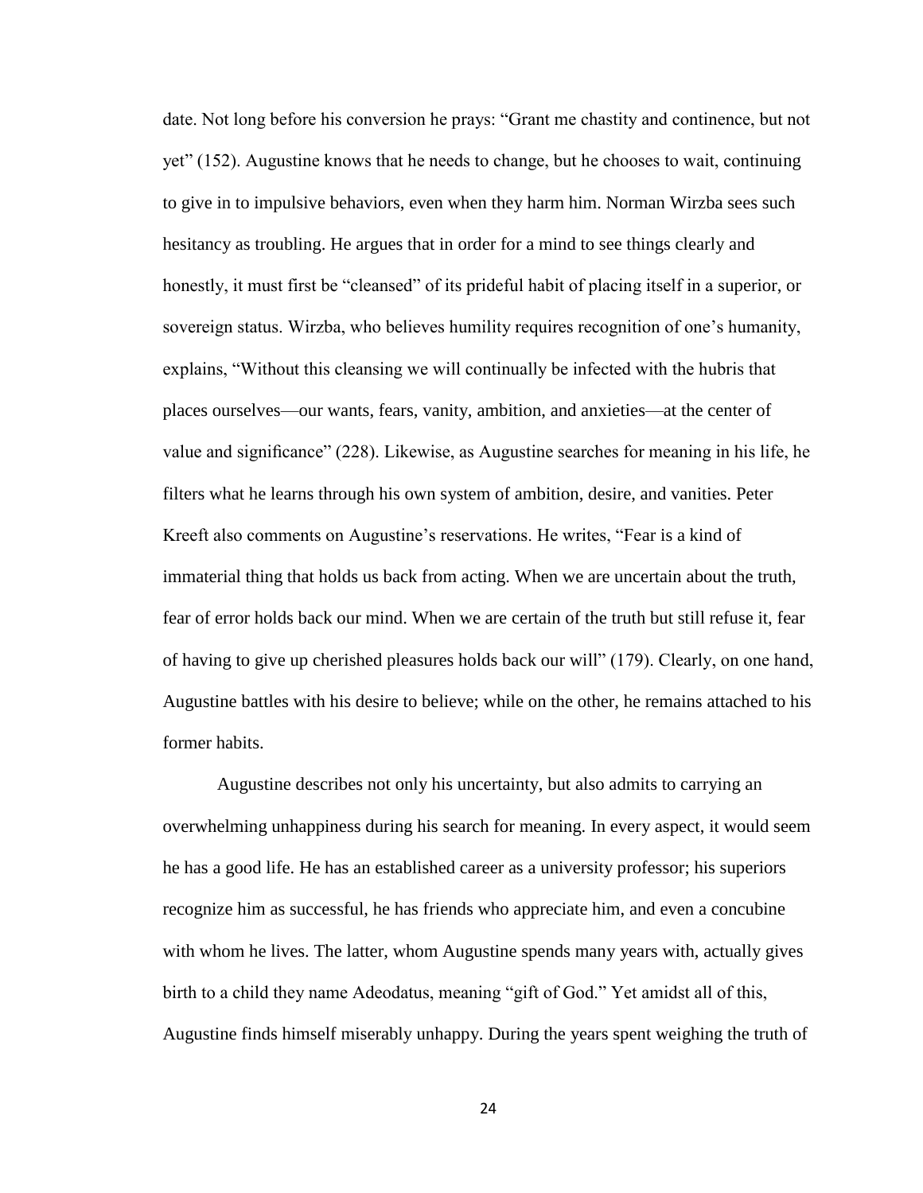date. Not long before his conversion he prays: "Grant me chastity and continence, but not yet" (152). Augustine knows that he needs to change, but he chooses to wait, continuing to give in to impulsive behaviors, even when they harm him. Norman Wirzba sees such hesitancy as troubling. He argues that in order for a mind to see things clearly and honestly, it must first be "cleansed" of its prideful habit of placing itself in a superior, or sovereign status. Wirzba, who believes humility requires recognition of one's humanity, explains, "Without this cleansing we will continually be infected with the hubris that places ourselves—our wants, fears, vanity, ambition, and anxieties—at the center of value and significance" (228). Likewise, as Augustine searches for meaning in his life, he filters what he learns through his own system of ambition, desire, and vanities. Peter Kreeft also comments on Augustine's reservations. He writes, "Fear is a kind of immaterial thing that holds us back from acting. When we are uncertain about the truth, fear of error holds back our mind. When we are certain of the truth but still refuse it, fear of having to give up cherished pleasures holds back our will" (179). Clearly, on one hand, Augustine battles with his desire to believe; while on the other, he remains attached to his former habits.

Augustine describes not only his uncertainty, but also admits to carrying an overwhelming unhappiness during his search for meaning. In every aspect, it would seem he has a good life. He has an established career as a university professor; his superiors recognize him as successful, he has friends who appreciate him, and even a concubine with whom he lives. The latter, whom Augustine spends many years with, actually gives birth to a child they name Adeodatus, meaning "gift of God." Yet amidst all of this, Augustine finds himself miserably unhappy. During the years spent weighing the truth of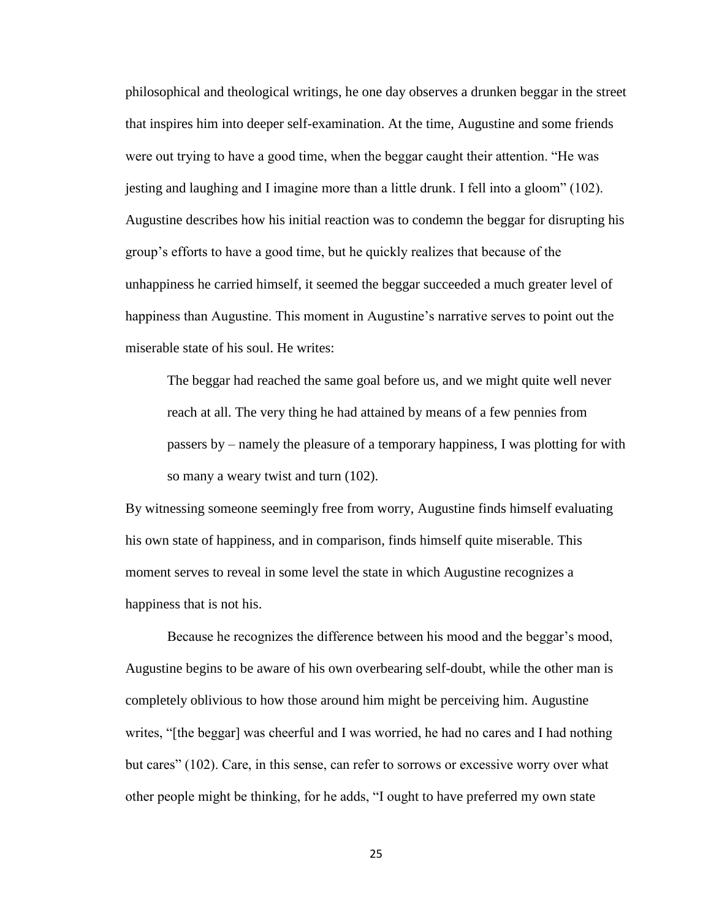philosophical and theological writings, he one day observes a drunken beggar in the street that inspires him into deeper self-examination. At the time, Augustine and some friends were out trying to have a good time, when the beggar caught their attention. "He was jesting and laughing and I imagine more than a little drunk. I fell into a gloom" (102). Augustine describes how his initial reaction was to condemn the beggar for disrupting his group's efforts to have a good time, but he quickly realizes that because of the unhappiness he carried himself, it seemed the beggar succeeded a much greater level of happiness than Augustine. This moment in Augustine's narrative serves to point out the miserable state of his soul. He writes:

> The beggar had reached the same goal before us, and we might quite well never reach at all. The very thing he had attained by means of a few pennies from passers by – namely the pleasure of a temporary happiness, I was plotting for with so many a weary twist and turn (102).

By witnessing someone seemingly free from worry, Augustine finds himself evaluating his own state of happiness, and in comparison, finds himself quite miserable. This moment serves to reveal in some level the state in which Augustine recognizes a happiness that is not his.

Because he recognizes the difference between his mood and the beggar's mood, Augustine begins to be aware of his own overbearing self-doubt, while the other man is completely oblivious to how those around him might be perceiving him. Augustine writes, "[the beggar] was cheerful and I was worried, he had no cares and I had nothing but cares" (102). Care, in this sense, can refer to sorrows or excessive worry over what other people might be thinking, for he adds, "I ought to have preferred my own state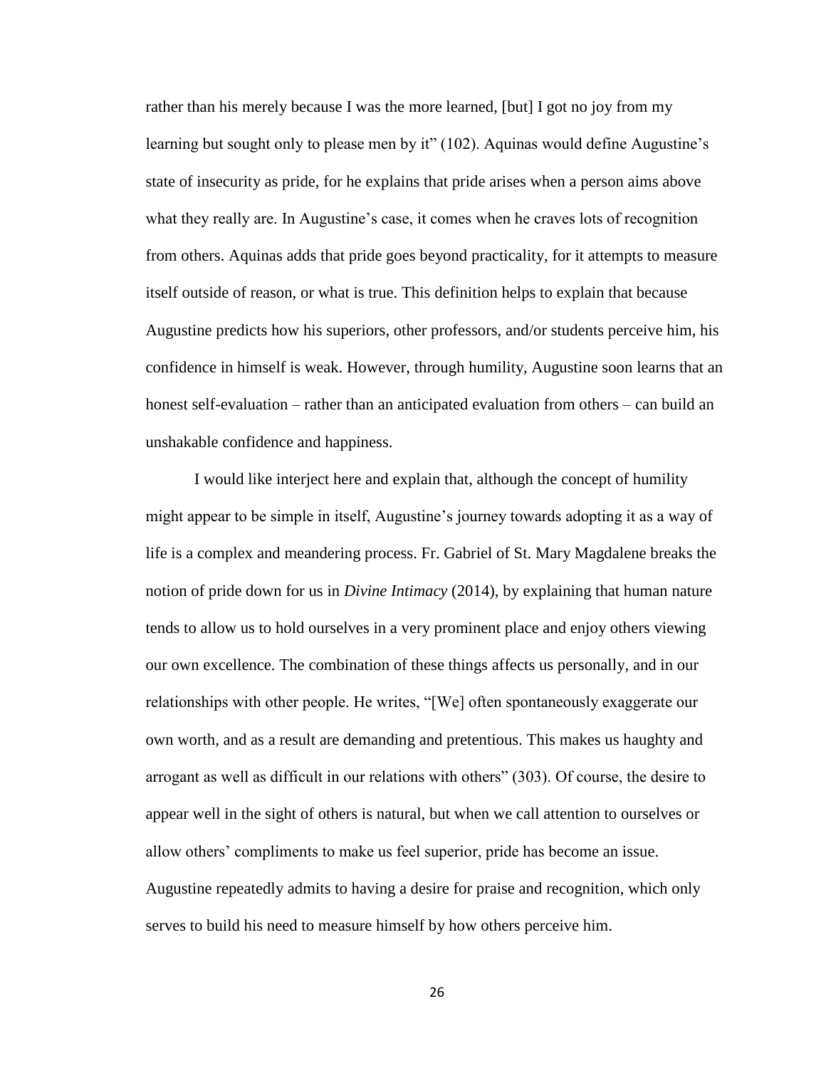rather than his merely because I was the more learned, [but] I got no joy from my learning but sought only to please men by it" (102). Aquinas would define Augustine's state of insecurity as pride, for he explains that pride arises when a person aims above what they really are. In Augustine's case, it comes when he craves lots of recognition from others. Aquinas adds that pride goes beyond practicality, for it attempts to measure itself outside of reason, or what is true. This definition helps to explain that because Augustine predicts how his superiors, other professors, and/or students perceive him, his confidence in himself is weak. However, through humility, Augustine soon learns that an honest self-evaluation – rather than an anticipated evaluation from others – can build an unshakable confidence and happiness.

I would like interject here and explain that, although the concept of humility might appear to be simple in itself, Augustine's journey towards adopting it as a way of life is a complex and meandering process. Fr. Gabriel of St. Mary Magdalene breaks the notion of pride down for us in *Divine Intimacy* (2014), by explaining that human nature tends to allow us to hold ourselves in a very prominent place and enjoy others viewing our own excellence. The combination of these things affects us personally, and in our relationships with other people. He writes, "[We] often spontaneously exaggerate our own worth, and as a result are demanding and pretentious. This makes us haughty and arrogant as well as difficult in our relations with others" (303). Of course, the desire to appear well in the sight of others is natural, but when we call attention to ourselves or allow others' compliments to make us feel superior, pride has become an issue. Augustine repeatedly admits to having a desire for praise and recognition, which only serves to build his need to measure himself by how others perceive him.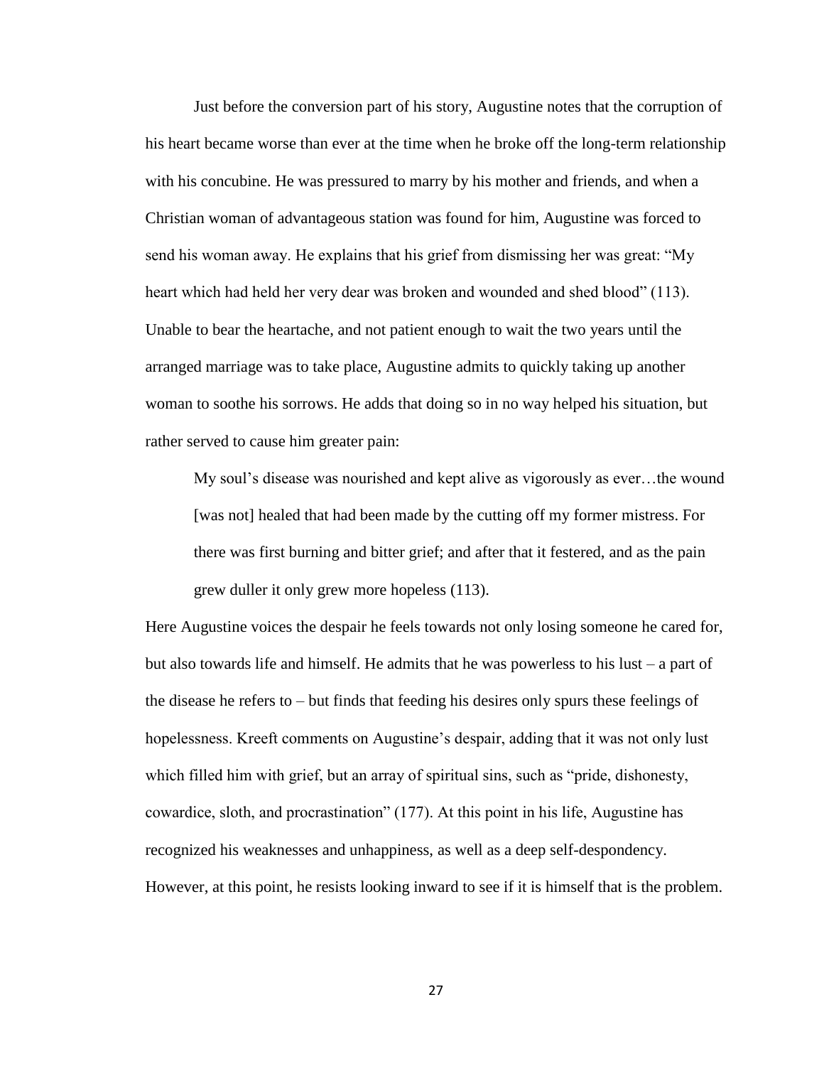Just before the conversion part of his story, Augustine notes that the corruption of his heart became worse than ever at the time when he broke off the long-term relationship with his concubine. He was pressured to marry by his mother and friends, and when a Christian woman of advantageous station was found for him, Augustine was forced to send his woman away. He explains that his grief from dismissing her was great: "My heart which had held her very dear was broken and wounded and shed blood" (113). Unable to bear the heartache, and not patient enough to wait the two years until the arranged marriage was to take place, Augustine admits to quickly taking up another woman to soothe his sorrows. He adds that doing so in no way helped his situation, but rather served to cause him greater pain:

> My soul's disease was nourished and kept alive as vigorously as ever…the wound [was not] healed that had been made by the cutting off my former mistress. For there was first burning and bitter grief; and after that it festered, and as the pain grew duller it only grew more hopeless (113).

Here Augustine voices the despair he feels towards not only losing someone he cared for, but also towards life and himself. He admits that he was powerless to his lust – a part of the disease he refers to – but finds that feeding his desires only spurs these feelings of hopelessness. Kreeft comments on Augustine's despair, adding that it was not only lust which filled him with grief, but an array of spiritual sins, such as "pride, dishonesty, cowardice, sloth, and procrastination" (177). At this point in his life, Augustine has recognized his weaknesses and unhappiness, as well as a deep self-despondency. However, at this point, he resists looking inward to see if it is himself that is the problem.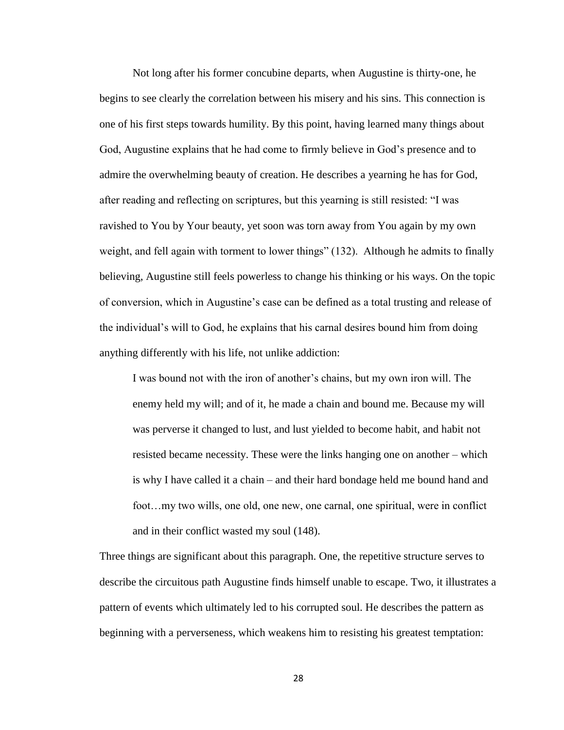Not long after his former concubine departs, when Augustine is thirty-one, he begins to see clearly the correlation between his misery and his sins. This connection is one of his first steps towards humility. By this point, having learned many things about God, Augustine explains that he had come to firmly believe in God's presence and to admire the overwhelming beauty of creation. He describes a yearning he has for God, after reading and reflecting on scriptures, but this yearning is still resisted: "I was ravished to You by Your beauty, yet soon was torn away from You again by my own weight, and fell again with torment to lower things" (132). Although he admits to finally believing, Augustine still feels powerless to change his thinking or his ways. On the topic of conversion, which in Augustine's case can be defined as a total trusting and release of the individual's will to God, he explains that his carnal desires bound him from doing anything differently with his life, not unlike addiction:

> I was bound not with the iron of another's chains, but my own iron will. The enemy held my will; and of it, he made a chain and bound me. Because my will was perverse it changed to lust, and lust yielded to become habit, and habit not resisted became necessity. These were the links hanging one on another – which is why I have called it a chain – and their hard bondage held me bound hand and foot…my two wills, one old, one new, one carnal, one spiritual, were in conflict and in their conflict wasted my soul (148).

Three things are significant about this paragraph. One, the repetitive structure serves to describe the circuitous path Augustine finds himself unable to escape. Two, it illustrates a pattern of events which ultimately led to his corrupted soul. He describes the pattern as beginning with a perverseness, which weakens him to resisting his greatest temptation: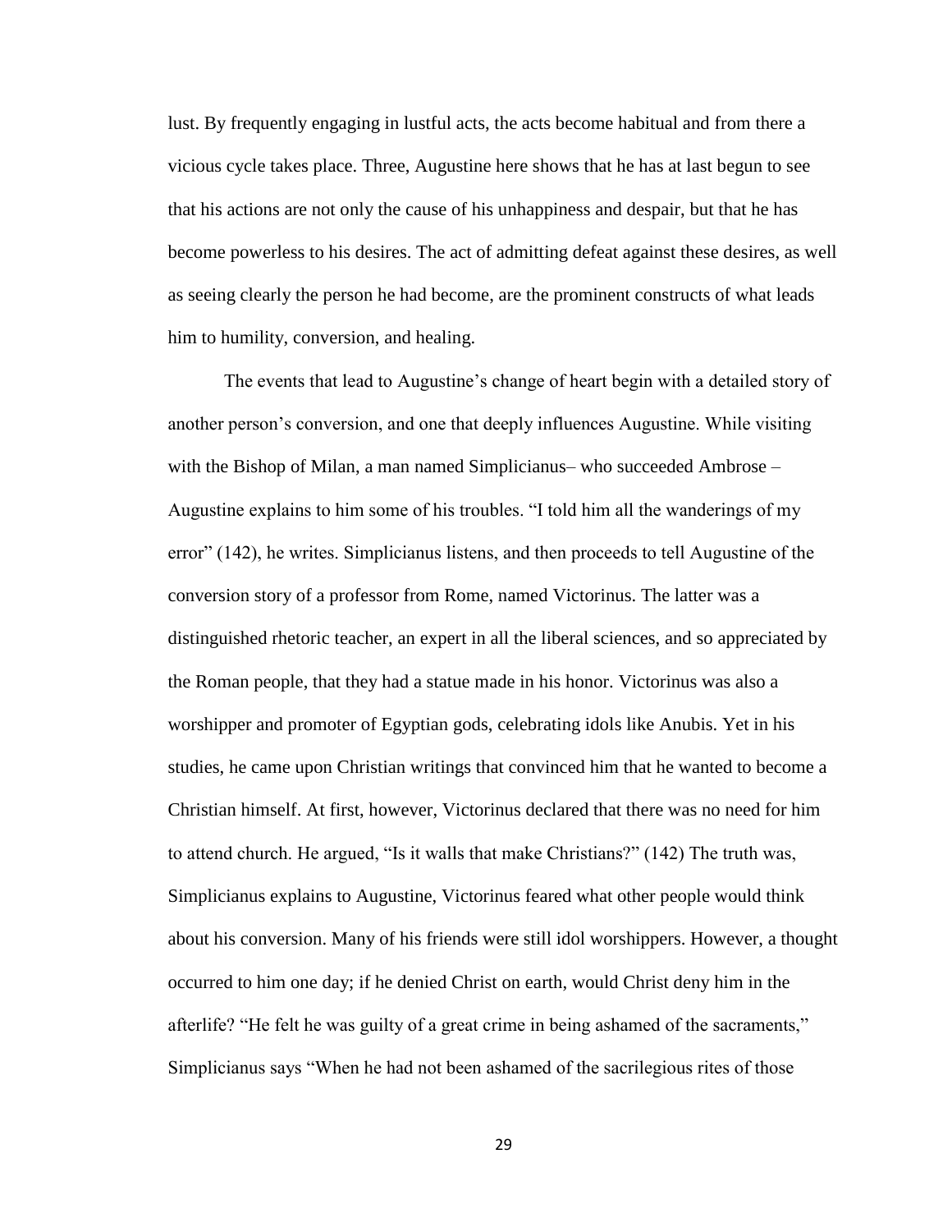lust. By frequently engaging in lustful acts, the acts become habitual and from there a vicious cycle takes place. Three, Augustine here shows that he has at last begun to see that his actions are not only the cause of his unhappiness and despair, but that he has become powerless to his desires. The act of admitting defeat against these desires, as well as seeing clearly the person he had become, are the prominent constructs of what leads him to humility, conversion, and healing.

The events that lead to Augustine's change of heart begin with a detailed story of another person's conversion, and one that deeply influences Augustine. While visiting with the Bishop of Milan, a man named Simplicianus– who succeeded Ambrose – Augustine explains to him some of his troubles. "I told him all the wanderings of my error" (142), he writes. Simplicianus listens, and then proceeds to tell Augustine of the conversion story of a professor from Rome, named Victorinus. The latter was a distinguished rhetoric teacher, an expert in all the liberal sciences, and so appreciated by the Roman people, that they had a statue made in his honor. Victorinus was also a worshipper and promoter of Egyptian gods, celebrating idols like Anubis. Yet in his studies, he came upon Christian writings that convinced him that he wanted to become a Christian himself. At first, however, Victorinus declared that there was no need for him to attend church. He argued, "Is it walls that make Christians?" (142) The truth was, Simplicianus explains to Augustine, Victorinus feared what other people would think about his conversion. Many of his friends were still idol worshippers. However, a thought occurred to him one day; if he denied Christ on earth, would Christ deny him in the afterlife? "He felt he was guilty of a great crime in being ashamed of the sacraments," Simplicianus says "When he had not been ashamed of the sacrilegious rites of those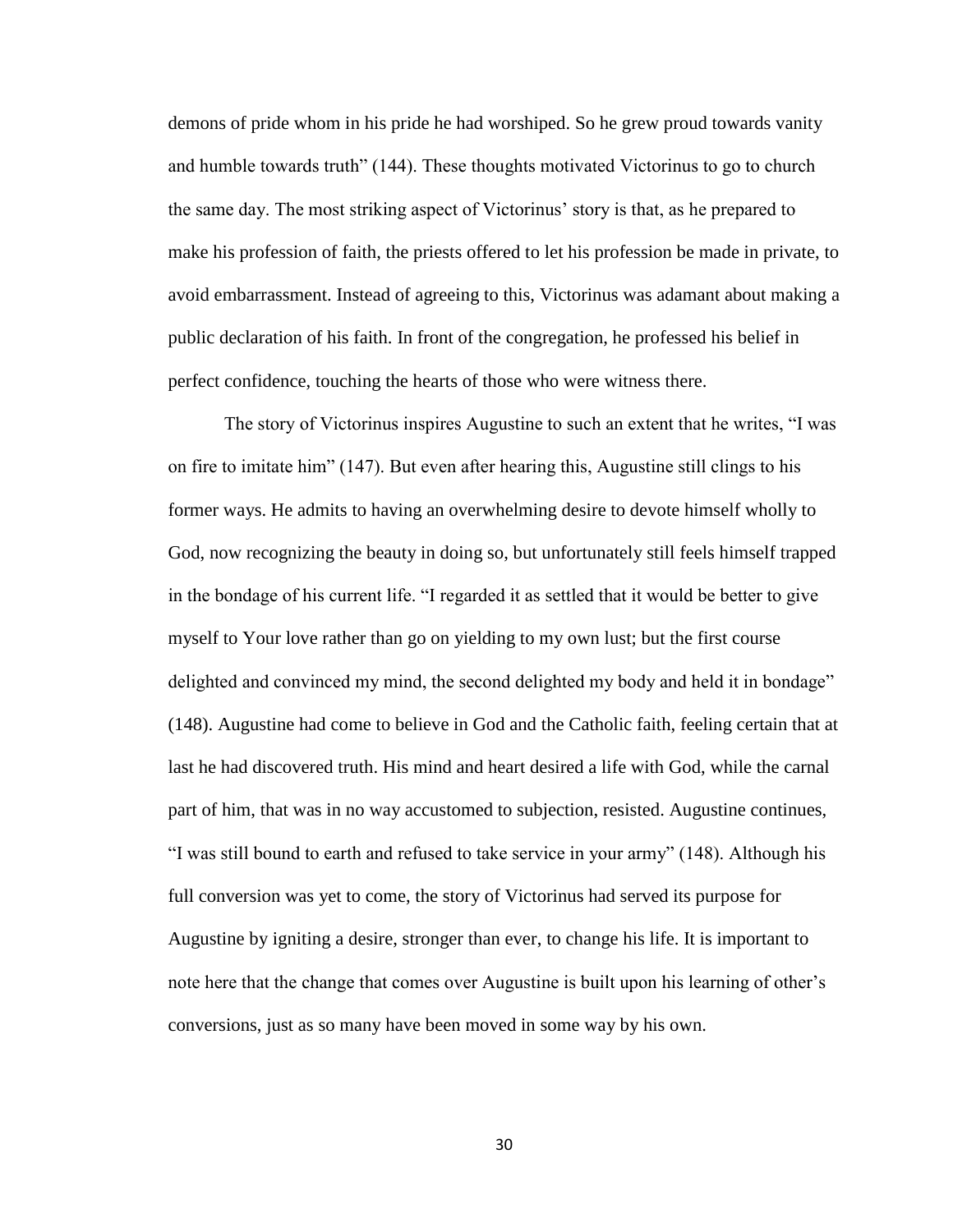demons of pride whom in his pride he had worshiped. So he grew proud towards vanity and humble towards truth" (144). These thoughts motivated Victorinus to go to church the same day. The most striking aspect of Victorinus' story is that, as he prepared to make his profession of faith, the priests offered to let his profession be made in private, to avoid embarrassment. Instead of agreeing to this, Victorinus was adamant about making a public declaration of his faith. In front of the congregation, he professed his belief in perfect confidence, touching the hearts of those who were witness there.

The story of Victorinus inspires Augustine to such an extent that he writes, "I was on fire to imitate him" (147). But even after hearing this, Augustine still clings to his former ways. He admits to having an overwhelming desire to devote himself wholly to God, now recognizing the beauty in doing so, but unfortunately still feels himself trapped in the bondage of his current life. "I regarded it as settled that it would be better to give myself to Your love rather than go on yielding to my own lust; but the first course delighted and convinced my mind, the second delighted my body and held it in bondage" (148). Augustine had come to believe in God and the Catholic faith, feeling certain that at last he had discovered truth. His mind and heart desired a life with God, while the carnal part of him, that was in no way accustomed to subjection, resisted. Augustine continues, "I was still bound to earth and refused to take service in your army" (148). Although his full conversion was yet to come, the story of Victorinus had served its purpose for Augustine by igniting a desire, stronger than ever, to change his life. It is important to note here that the change that comes over Augustine is built upon his learning of other's conversions, just as so many have been moved in some way by his own.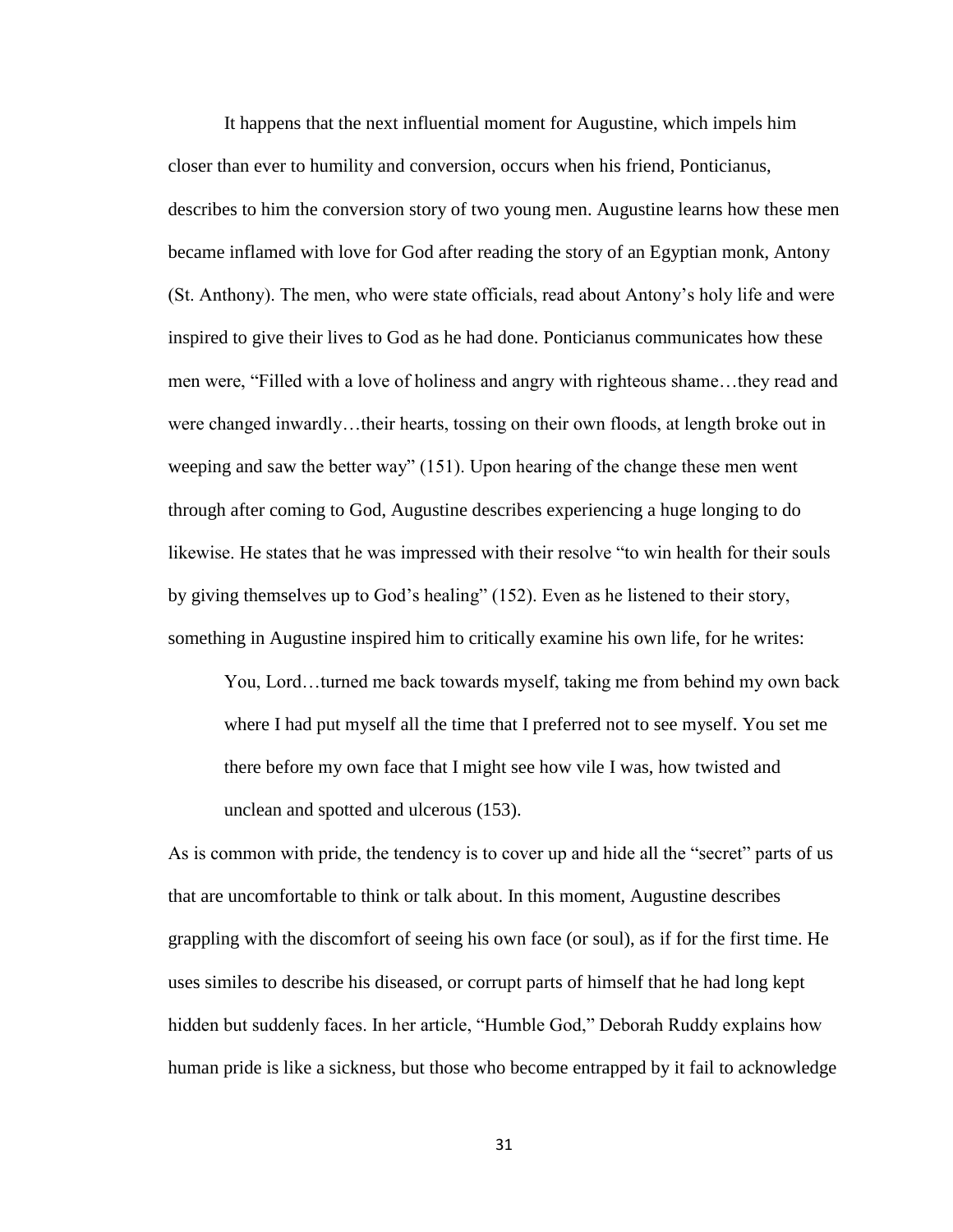It happens that the next influential moment for Augustine, which impels him closer than ever to humility and conversion, occurs when his friend, Ponticianus, describes to him the conversion story of two young men. Augustine learns how these men became inflamed with love for God after reading the story of an Egyptian monk, Antony (St. Anthony). The men, who were state officials, read about Antony's holy life and were inspired to give their lives to God as he had done. Ponticianus communicates how these men were, "Filled with a love of holiness and angry with righteous shame…they read and were changed inwardly…their hearts, tossing on their own floods, at length broke out in weeping and saw the better way" (151). Upon hearing of the change these men went through after coming to God, Augustine describes experiencing a huge longing to do likewise. He states that he was impressed with their resolve "to win health for their souls by giving themselves up to God's healing" (152). Even as he listened to their story, something in Augustine inspired him to critically examine his own life, for he writes:

> You, Lord…turned me back towards myself, taking me from behind my own back where I had put myself all the time that I preferred not to see myself. You set me there before my own face that I might see how vile I was, how twisted and unclean and spotted and ulcerous (153).

As is common with pride, the tendency is to cover up and hide all the "secret" parts of us that are uncomfortable to think or talk about. In this moment, Augustine describes grappling with the discomfort of seeing his own face (or soul), as if for the first time. He uses similes to describe his diseased, or corrupt parts of himself that he had long kept hidden but suddenly faces. In her article, "Humble God," Deborah Ruddy explains how human pride is like a sickness, but those who become entrapped by it fail to acknowledge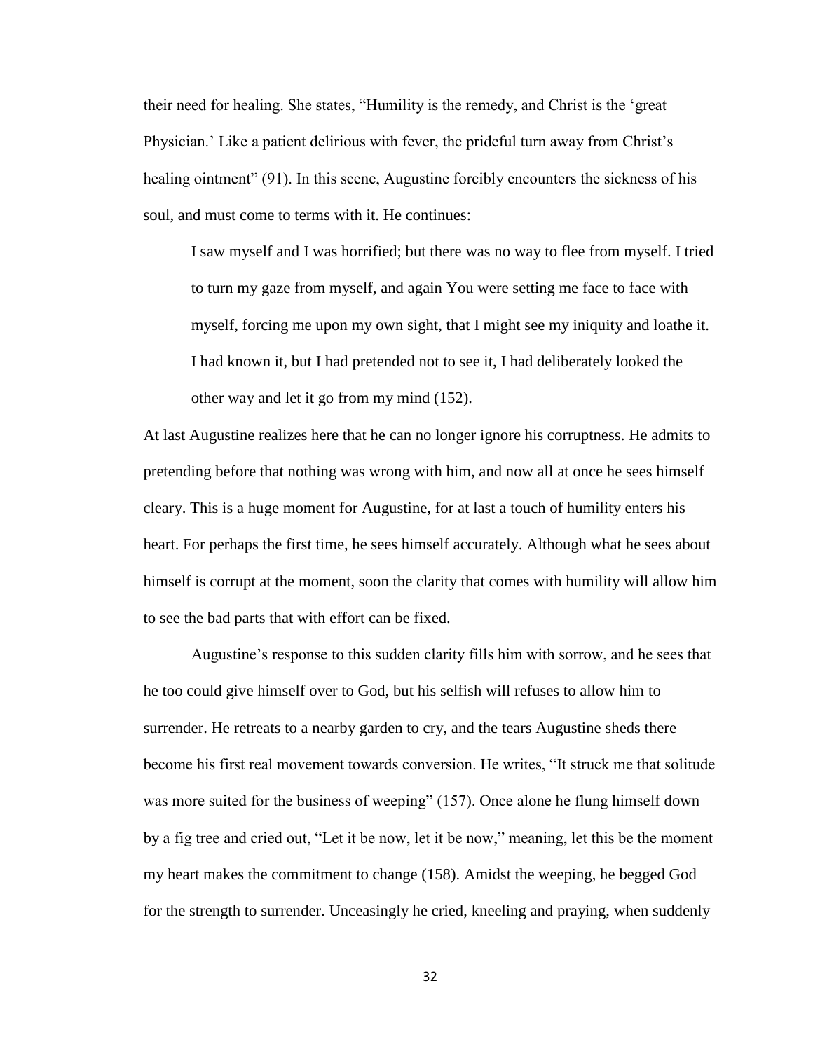their need for healing. She states, "Humility is the remedy, and Christ is the 'great Physician.' Like a patient delirious with fever, the prideful turn away from Christ's healing ointment" (91). In this scene, Augustine forcibly encounters the sickness of his soul, and must come to terms with it. He continues:

> I saw myself and I was horrified; but there was no way to flee from myself. I tried to turn my gaze from myself, and again You were setting me face to face with myself, forcing me upon my own sight, that I might see my iniquity and loathe it. I had known it, but I had pretended not to see it, I had deliberately looked the other way and let it go from my mind (152).

At last Augustine realizes here that he can no longer ignore his corruptness. He admits to pretending before that nothing was wrong with him, and now all at once he sees himself cleary. This is a huge moment for Augustine, for at last a touch of humility enters his heart. For perhaps the first time, he sees himself accurately. Although what he sees about himself is corrupt at the moment, soon the clarity that comes with humility will allow him to see the bad parts that with effort can be fixed.

Augustine's response to this sudden clarity fills him with sorrow, and he sees that he too could give himself over to God, but his selfish will refuses to allow him to surrender. He retreats to a nearby garden to cry, and the tears Augustine sheds there become his first real movement towards conversion. He writes, "It struck me that solitude was more suited for the business of weeping" (157). Once alone he flung himself down by a fig tree and cried out, "Let it be now, let it be now," meaning, let this be the moment my heart makes the commitment to change (158). Amidst the weeping, he begged God for the strength to surrender. Unceasingly he cried, kneeling and praying, when suddenly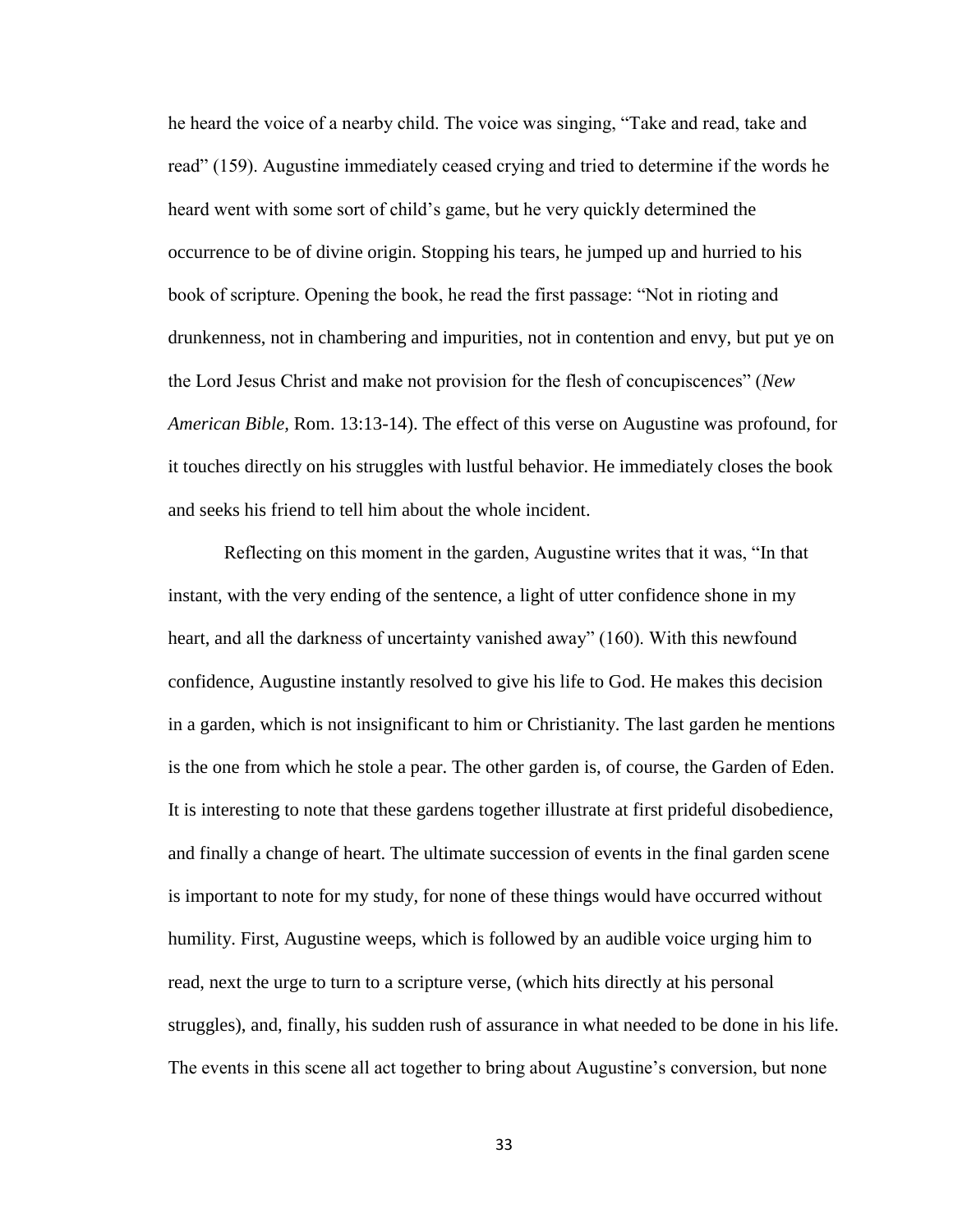he heard the voice of a nearby child. The voice was singing, "Take and read, take and read" (159). Augustine immediately ceased crying and tried to determine if the words he heard went with some sort of child's game, but he very quickly determined the occurrence to be of divine origin. Stopping his tears, he jumped up and hurried to his book of scripture. Opening the book, he read the first passage: "Not in rioting and drunkenness, not in chambering and impurities, not in contention and envy, but put ye on the Lord Jesus Christ and make not provision for the flesh of concupiscences" (*New American Bible*, Rom. 13:13-14). The effect of this verse on Augustine was profound, for it touches directly on his struggles with lustful behavior. He immediately closes the book and seeks his friend to tell him about the whole incident.

Reflecting on this moment in the garden, Augustine writes that it was, "In that instant, with the very ending of the sentence, a light of utter confidence shone in my heart, and all the darkness of uncertainty vanished away" (160). With this newfound confidence, Augustine instantly resolved to give his life to God. He makes this decision in a garden, which is not insignificant to him or Christianity. The last garden he mentions is the one from which he stole a pear. The other garden is, of course, the Garden of Eden. It is interesting to note that these gardens together illustrate at first prideful disobedience, and finally a change of heart. The ultimate succession of events in the final garden scene is important to note for my study, for none of these things would have occurred without humility. First, Augustine weeps, which is followed by an audible voice urging him to read, next the urge to turn to a scripture verse, (which hits directly at his personal struggles), and, finally, his sudden rush of assurance in what needed to be done in his life. The events in this scene all act together to bring about Augustine's conversion, but none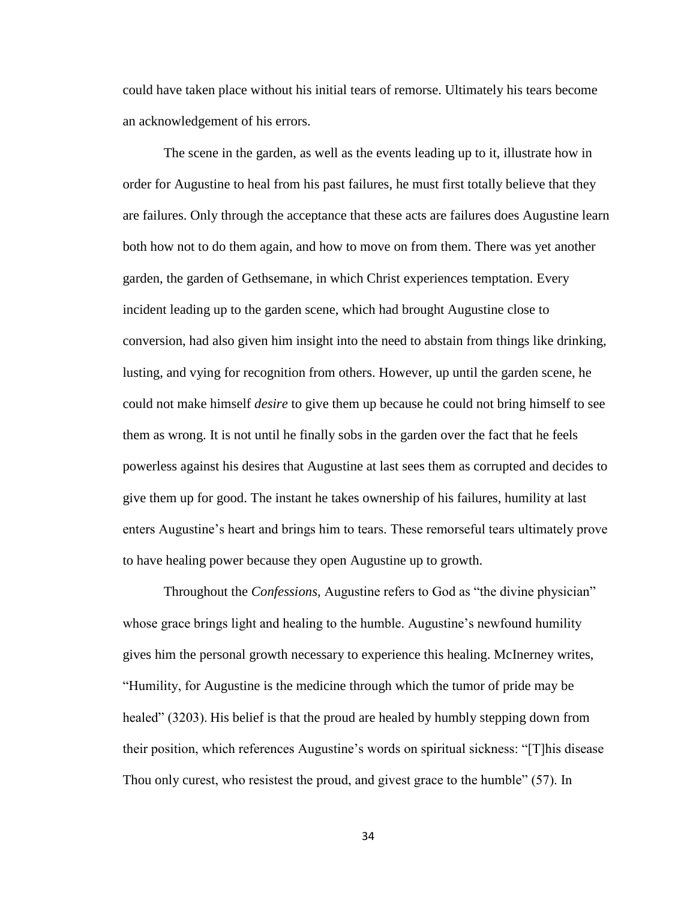could have taken place without his initial tears of remorse. Ultimately his tears become an acknowledgement of his errors.

The scene in the garden, as well as the events leading up to it, illustrate how in order for Augustine to heal from his past failures, he must first totally believe that they are failures. Only through the acceptance that these acts are failures does Augustine learn both how not to do them again, and how to move on from them. There was yet another garden, the garden of Gethsemane, in which Christ experiences temptation. Every incident leading up to the garden scene, which had brought Augustine close to conversion, had also given him insight into the need to abstain from things like drinking, lusting, and vying for recognition from others. However, up until the garden scene, he could not make himself *desire* to give them up because he could not bring himself to see them as wrong. It is not until he finally sobs in the garden over the fact that he feels powerless against his desires that Augustine at last sees them as corrupted and decides to give them up for good. The instant he takes ownership of his failures, humility at last enters Augustine's heart and brings him to tears. These remorseful tears ultimately prove to have healing power because they open Augustine up to growth.

Throughout the *Confessions*, Augustine refers to God as "the divine physician" whose grace brings light and healing to the humble. Augustine's newfound humility gives him the personal growth necessary to experience this healing. McInerney writes, "Humility, for Augustine is the medicine through which the tumor of pride may be healed" (3203). His belief is that the proud are healed by humbly stepping down from their position, which references Augustine's words on spiritual sickness: "[T]his disease Thou only curest, who resistest the proud, and givest grace to the humble" (57). In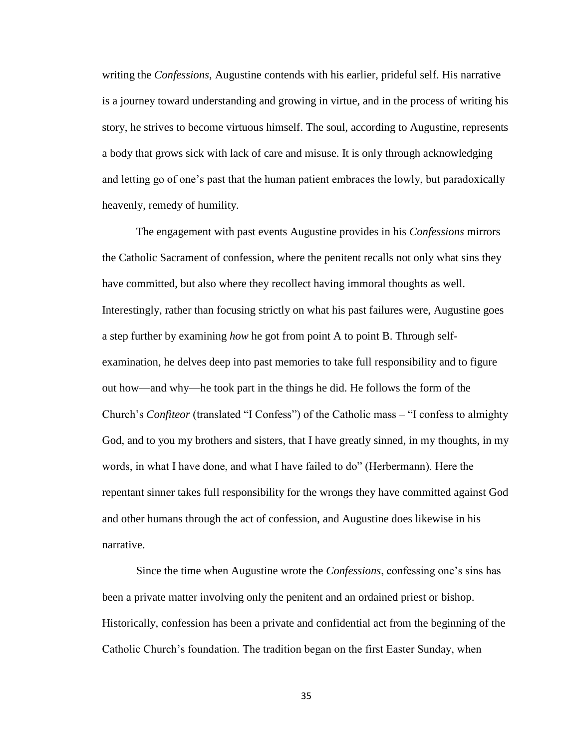writing the *Confessions*, Augustine contends with his earlier, prideful self. His narrative is a journey toward understanding and growing in virtue, and in the process of writing his story, he strives to become virtuous himself. The soul, according to Augustine, represents a body that grows sick with lack of care and misuse. It is only through acknowledging and letting go of one's past that the human patient embraces the lowly, but paradoxically heavenly, remedy of humility.

The engagement with past events Augustine provides in his *Confessions* mirrors the Catholic Sacrament of confession, where the penitent recalls not only what sins they have committed, but also where they recollect having immoral thoughts as well. Interestingly, rather than focusing strictly on what his past failures were, Augustine goes a step further by examining *how* he got from point A to point B. Through self-examination, he delves deep into past memories to take full responsibility and to figure out how—and why—he took part in the things he did. He follows the form of the Church's *Confiteor* (translated "I Confess") of the Catholic mass – "I confess to almighty God, and to you my brothers and sisters, that I have greatly sinned, in my thoughts, in my words, in what I have done, and what I have failed to do" (Herbermann). Here the repentant sinner takes full responsibility for the wrongs they have committed against God and other humans through the act of confession, and Augustine does likewise in his narrative.

Since the time when Augustine wrote the *Confessions*, confessing one's sins has been a private matter involving only the penitent and an ordained priest or bishop. Historically, confession has been a private and confidential act from the beginning of the Catholic Church's foundation. The tradition began on the first Easter Sunday, when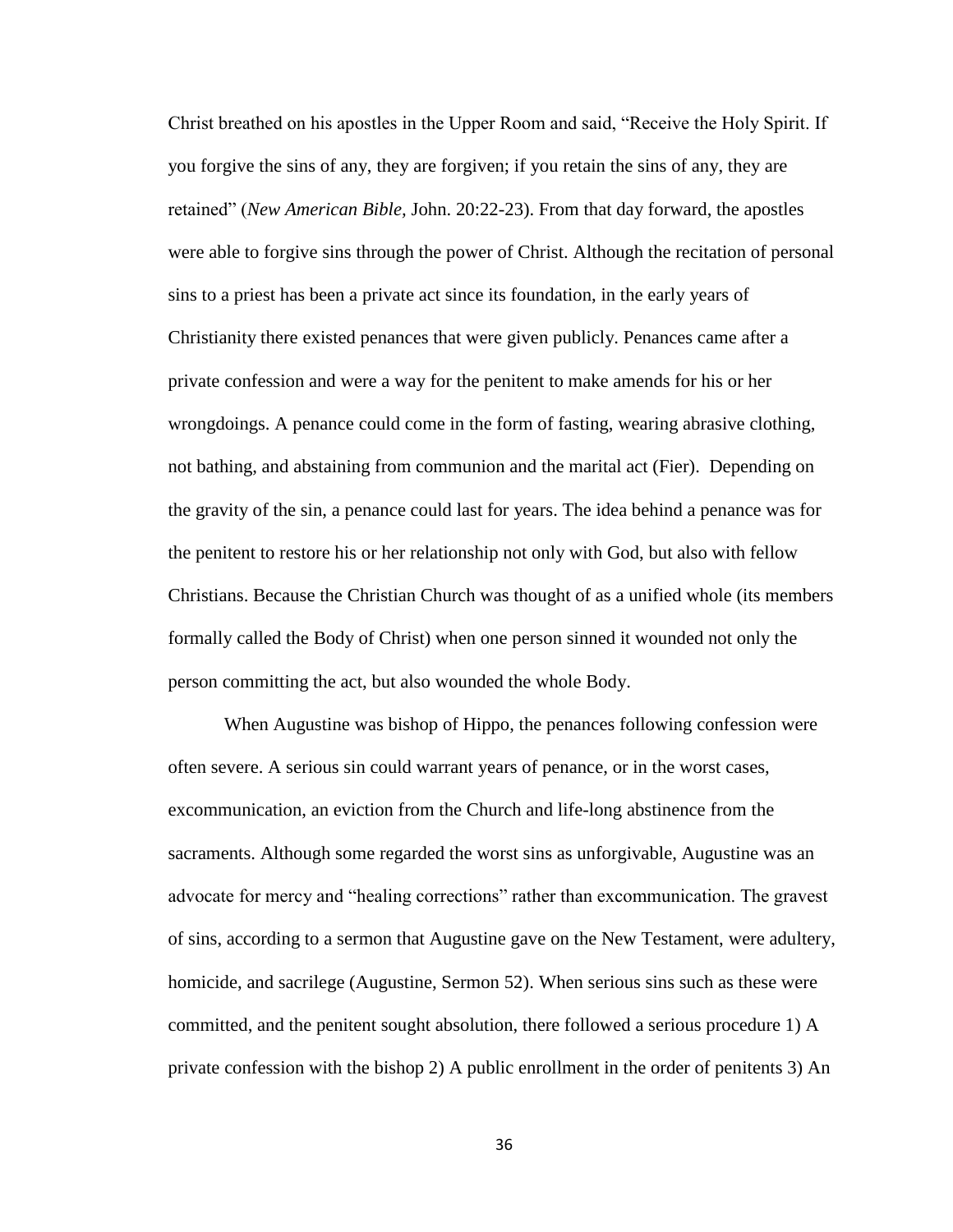Christ breathed on his apostles in the Upper Room and said, "Receive the Holy Spirit. If you forgive the sins of any, they are forgiven; if you retain the sins of any, they are retained" (*New American Bible*, John. 20:22-23). From that day forward, the apostles were able to forgive sins through the power of Christ. Although the recitation of personal sins to a priest has been a private act since its foundation, in the early years of Christianity there existed penances that were given publicly. Penances came after a private confession and were a way for the penitent to make amends for his or her wrongdoings. A penance could come in the form of fasting, wearing abrasive clothing, not bathing, and abstaining from communion and the marital act (Fier). Depending on the gravity of the sin, a penance could last for years. The idea behind a penance was for the penitent to restore his or her relationship not only with God, but also with fellow Christians. Because the Christian Church was thought of as a unified whole (its members formally called the Body of Christ) when one person sinned it wounded not only the person committing the act, but also wounded the whole Body.

When Augustine was bishop of Hippo, the penances following confession were often severe. A serious sin could warrant years of penance, or in the worst cases, excommunication, an eviction from the Church and life-long abstinence from the sacraments. Although some regarded the worst sins as unforgivable, Augustine was an advocate for mercy and "healing corrections" rather than excommunication. The gravest of sins, according to a sermon that Augustine gave on the New Testament, were adultery, homicide, and sacrilege (Augustine, Sermon 52). When serious sins such as these were committed, and the penitent sought absolution, there followed a serious procedure 1) A private confession with the bishop 2) A public enrollment in the order of penitents 3) An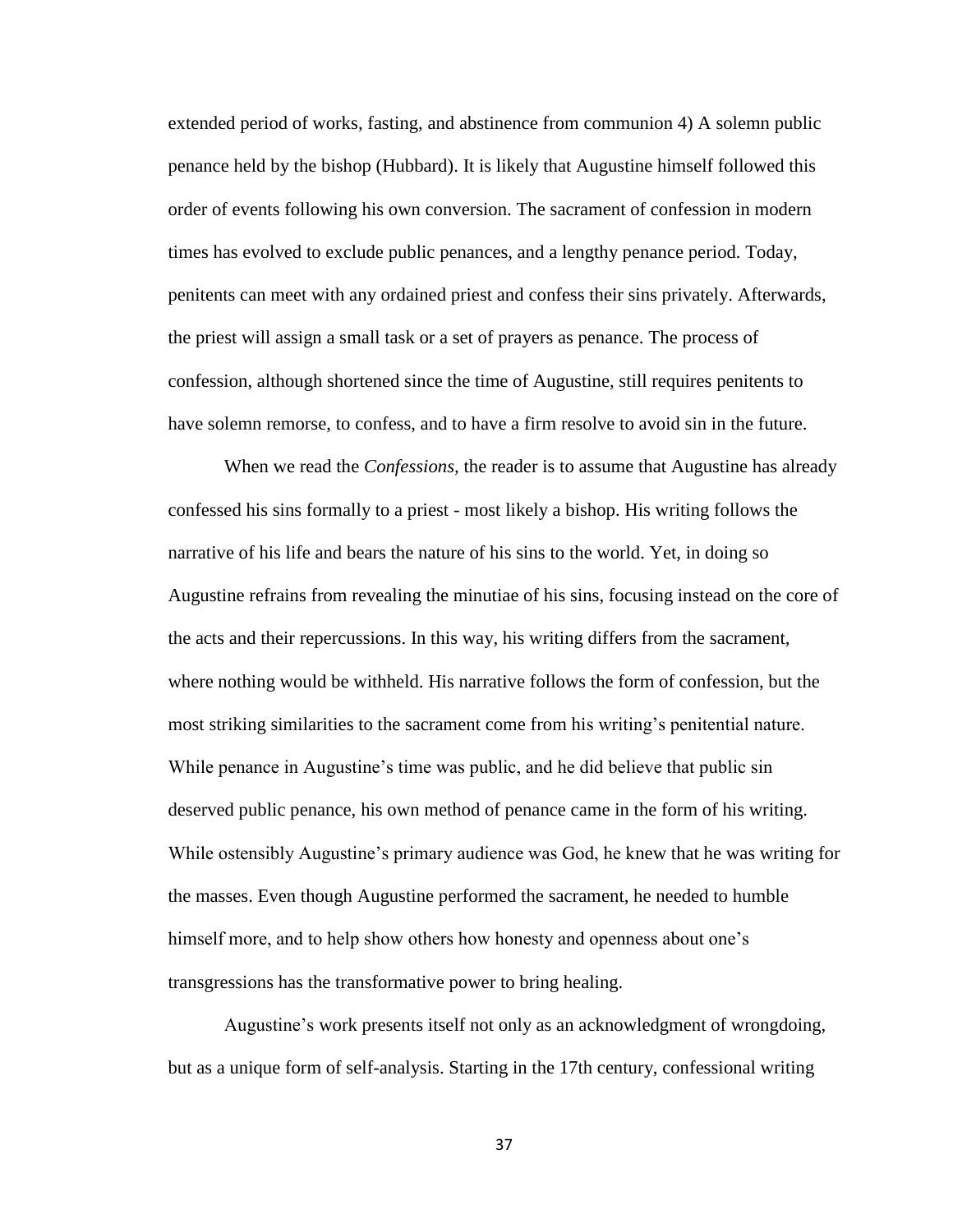extended period of works, fasting, and abstinence from communion 4) A solemn public penance held by the bishop (Hubbard). It is likely that Augustine himself followed this order of events following his own conversion. The sacrament of confession in modern times has evolved to exclude public penances, and a lengthy penance period. Today, penitents can meet with any ordained priest and confess their sins privately. Afterwards, the priest will assign a small task or a set of prayers as penance. The process of confession, although shortened since the time of Augustine, still requires penitents to have solemn remorse, to confess, and to have a firm resolve to avoid sin in the future.

When we read the *Confessions,* the reader is to assume that Augustine has already confessed his sins formally to a priest - most likely a bishop. His writing follows the narrative of his life and bears the nature of his sins to the world. Yet, in doing so Augustine refrains from revealing the minutiae of his sins, focusing instead on the core of the acts and their repercussions. In this way, his writing differs from the sacrament, where nothing would be withheld. His narrative follows the form of confession, but the most striking similarities to the sacrament come from his writing's penitential nature. While penance in Augustine's time was public, and he did believe that public sin deserved public penance, his own method of penance came in the form of his writing. While ostensibly Augustine's primary audience was God, he knew that he was writing for the masses. Even though Augustine performed the sacrament, he needed to humble himself more, and to help show others how honesty and openness about one's transgressions has the transformative power to bring healing.

Augustine's work presents itself not only as an acknowledgment of wrongdoing, but as a unique form of self-analysis. Starting in the 17th century, confessional writing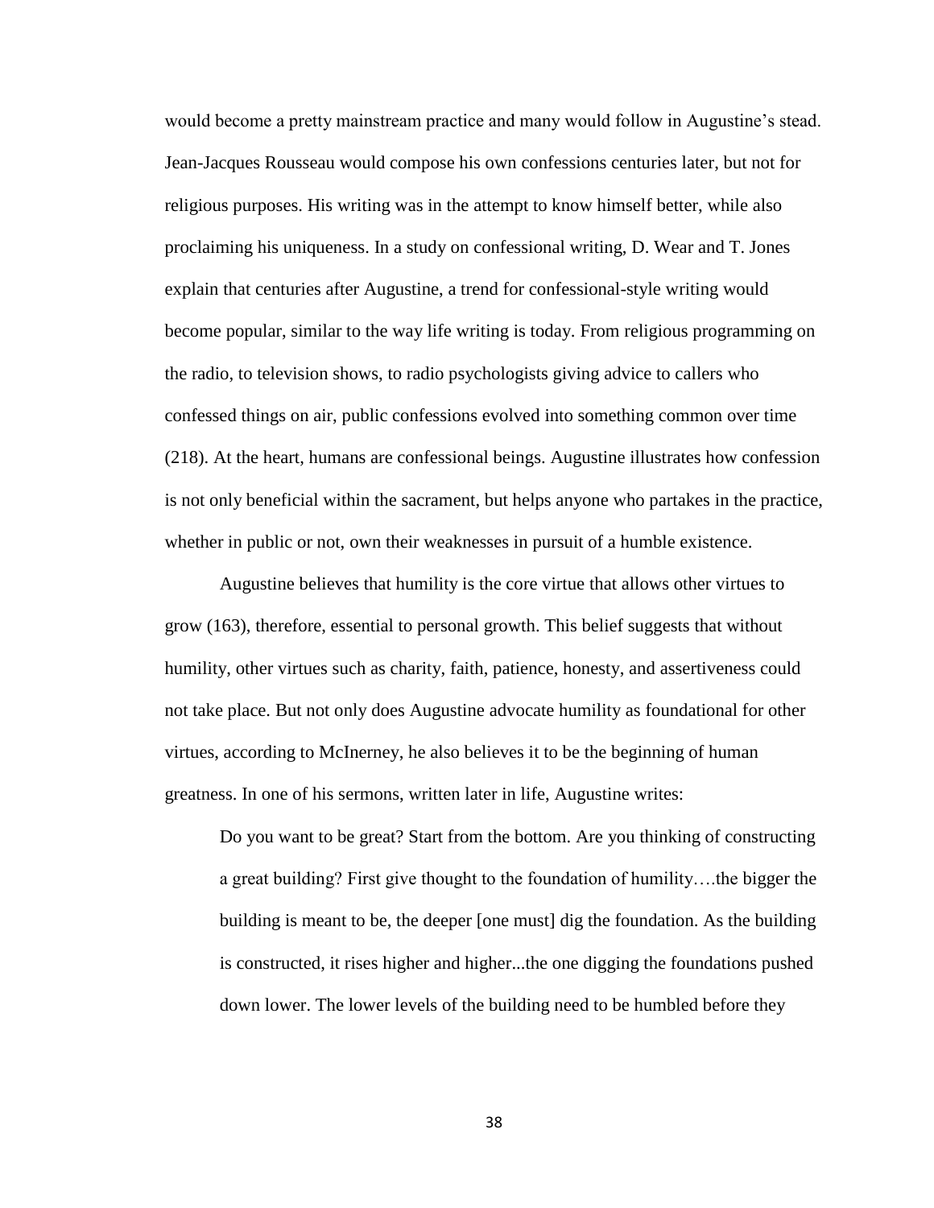would become a pretty mainstream practice and many would follow in Augustine's stead. Jean-Jacques Rousseau would compose his own confessions centuries later, but not for religious purposes. His writing was in the attempt to know himself better, while also proclaiming his uniqueness. In a study on confessional writing, D. Wear and T. Jones explain that centuries after Augustine, a trend for confessional-style writing would become popular, similar to the way life writing is today. From religious programming on the radio, to television shows, to radio psychologists giving advice to callers who confessed things on air, public confessions evolved into something common over time (218). At the heart, humans are confessional beings. Augustine illustrates how confession is not only beneficial within the sacrament, but helps anyone who partakes in the practice, whether in public or not, own their weaknesses in pursuit of a humble existence.

Augustine believes that humility is the core virtue that allows other virtues to grow (163), therefore, essential to personal growth. This belief suggests that without humility, other virtues such as charity, faith, patience, honesty, and assertiveness could not take place. But not only does Augustine advocate humility as foundational for other virtues, according to McInerney, he also believes it to be the beginning of human greatness. In one of his sermons, written later in life, Augustine writes:

> Do you want to be great? Start from the bottom. Are you thinking of constructing a great building? First give thought to the foundation of humility….the bigger the building is meant to be, the deeper [one must] dig the foundation. As the building is constructed, it rises higher and higher...the one digging the foundations pushed down lower. The lower levels of the building need to be humbled before they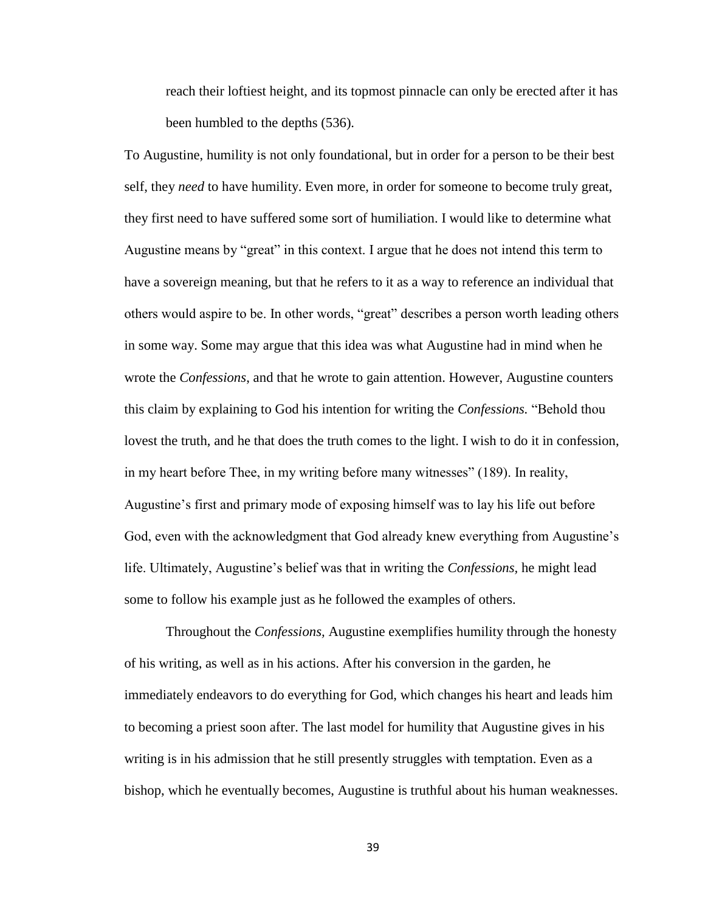> reach their loftiest height, and its topmost pinnacle can only be erected after it has been humbled to the depths (536).

To Augustine, humility is not only foundational, but in order for a person to be their best self, they *need* to have humility. Even more, in order for someone to become truly great, they first need to have suffered some sort of humiliation. I would like to determine what Augustine means by "great" in this context. I argue that he does not intend this term to have a sovereign meaning, but that he refers to it as a way to reference an individual that others would aspire to be. In other words, "great" describes a person worth leading others in some way. Some may argue that this idea was what Augustine had in mind when he wrote the *Confessions*, and that he wrote to gain attention. However, Augustine counters this claim by explaining to God his intention for writing the *Confessions.* "Behold thou lovest the truth, and he that does the truth comes to the light. I wish to do it in confession, in my heart before Thee, in my writing before many witnesses" (189). In reality, Augustine's first and primary mode of exposing himself was to lay his life out before God, even with the acknowledgment that God already knew everything from Augustine's life. Ultimately, Augustine's belief was that in writing the *Confessions,* he might lead some to follow his example just as he followed the examples of others.

Throughout the *Confessions,* Augustine exemplifies humility through the honesty of his writing, as well as in his actions. After his conversion in the garden, he immediately endeavors to do everything for God, which changes his heart and leads him to becoming a priest soon after. The last model for humility that Augustine gives in his writing is in his admission that he still presently struggles with temptation. Even as a bishop, which he eventually becomes, Augustine is truthful about his human weaknesses.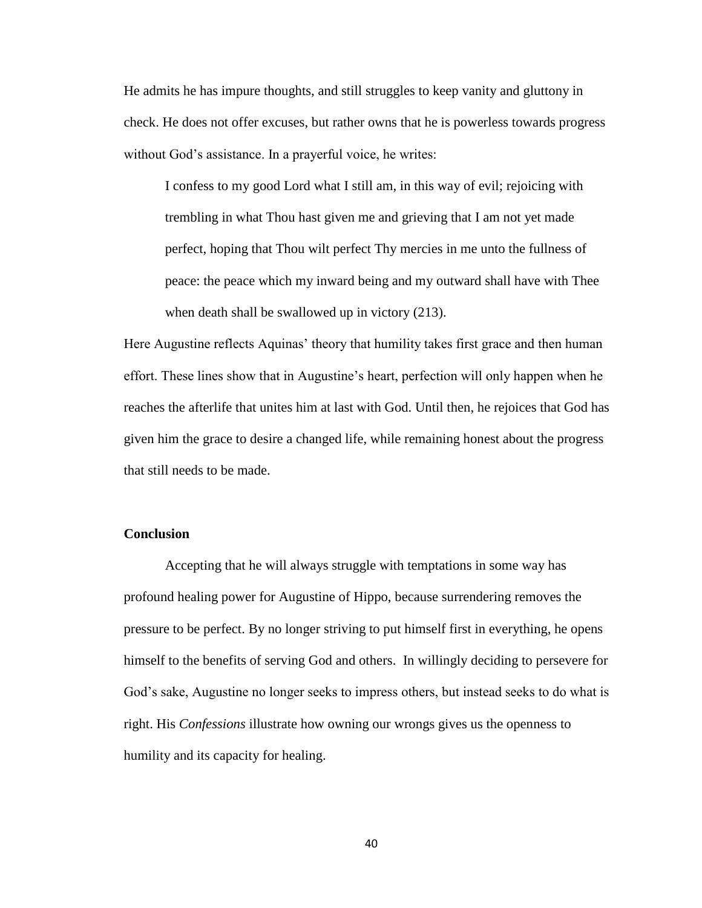He admits he has impure thoughts, and still struggles to keep vanity and gluttony in check. He does not offer excuses, but rather owns that he is powerless towards progress without God's assistance. In a prayerful voice, he writes:

> I confess to my good Lord what I still am, in this way of evil; rejoicing with trembling in what Thou hast given me and grieving that I am not yet made perfect, hoping that Thou wilt perfect Thy mercies in me unto the fullness of peace: the peace which my inward being and my outward shall have with Thee when death shall be swallowed up in victory (213).

Here Augustine reflects Aquinas' theory that humility takes first grace and then human effort. These lines show that in Augustine's heart, perfection will only happen when he reaches the afterlife that unites him at last with God. Until then, he rejoices that God has given him the grace to desire a changed life, while remaining honest about the progress that still needs to be made.

### Conclusion

Accepting that he will always struggle with temptations in some way has profound healing power for Augustine of Hippo, because surrendering removes the pressure to be perfect. By no longer striving to put himself first in everything, he opens himself to the benefits of serving God and others. In willingly deciding to persevere for God's sake, Augustine no longer seeks to impress others, but instead seeks to do what is right. His *Confessions* illustrate how owning our wrongs gives us the openness to humility and its capacity for healing.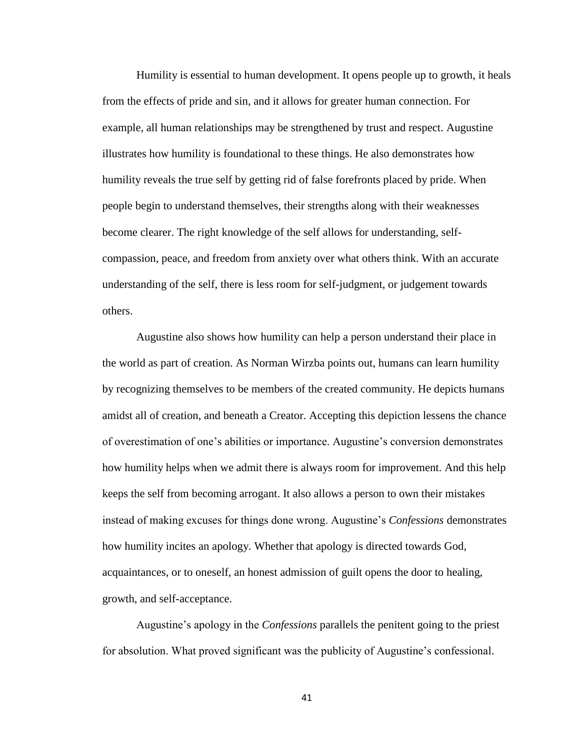Humility is essential to human development. It opens people up to growth, it heals from the effects of pride and sin, and it allows for greater human connection. For example, all human relationships may be strengthened by trust and respect. Augustine illustrates how humility is foundational to these things. He also demonstrates how humility reveals the true self by getting rid of false forefronts placed by pride. When people begin to understand themselves, their strengths along with their weaknesses become clearer. The right knowledge of the self allows for understanding, self-compassion, peace, and freedom from anxiety over what others think. With an accurate understanding of the self, there is less room for self-judgment, or judgement towards others.

Augustine also shows how humility can help a person understand their place in the world as part of creation. As Norman Wirzba points out, humans can learn humility by recognizing themselves to be members of the created community. He depicts humans amidst all of creation, and beneath a Creator. Accepting this depiction lessens the chance of overestimation of one's abilities or importance. Augustine's conversion demonstrates how humility helps when we admit there is always room for improvement. And this help keeps the self from becoming arrogant. It also allows a person to own their mistakes instead of making excuses for things done wrong. Augustine's *Confessions* demonstrates how humility incites an apology. Whether that apology is directed towards God, acquaintances, or to oneself, an honest admission of guilt opens the door to healing, growth, and self-acceptance.

Augustine's apology in the *Confessions* parallels the penitent going to the priest for absolution. What proved significant was the publicity of Augustine's confessional.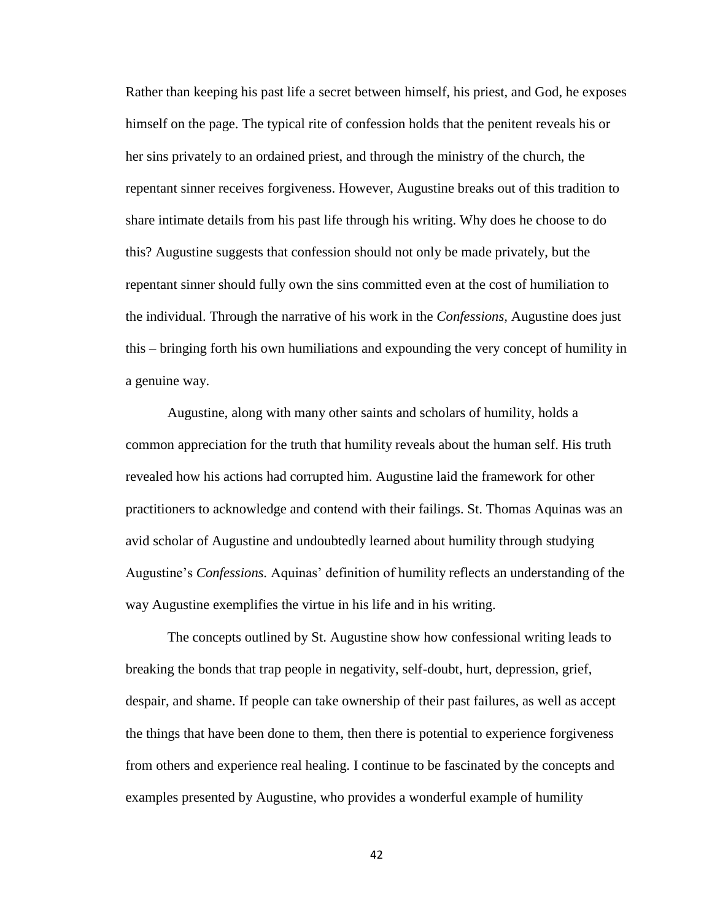Rather than keeping his past life a secret between himself, his priest, and God, he exposes himself on the page. The typical rite of confession holds that the penitent reveals his or her sins privately to an ordained priest, and through the ministry of the church, the repentant sinner receives forgiveness. However, Augustine breaks out of this tradition to share intimate details from his past life through his writing. Why does he choose to do this? Augustine suggests that confession should not only be made privately, but the repentant sinner should fully own the sins committed even at the cost of humiliation to the individual. Through the narrative of his work in the *Confessions*, Augustine does just this – bringing forth his own humiliations and expounding the very concept of humility in a genuine way.

Augustine, along with many other saints and scholars of humility, holds a common appreciation for the truth that humility reveals about the human self. His truth revealed how his actions had corrupted him. Augustine laid the framework for other practitioners to acknowledge and contend with their failings. St. Thomas Aquinas was an avid scholar of Augustine and undoubtedly learned about humility through studying Augustine's *Confessions.* Aquinas' definition of humility reflects an understanding of the way Augustine exemplifies the virtue in his life and in his writing.

The concepts outlined by St. Augustine show how confessional writing leads to breaking the bonds that trap people in negativity, self-doubt, hurt, depression, grief, despair, and shame. If people can take ownership of their past failures, as well as accept the things that have been done to them, then there is potential to experience forgiveness from others and experience real healing. I continue to be fascinated by the concepts and examples presented by Augustine, who provides a wonderful example of humility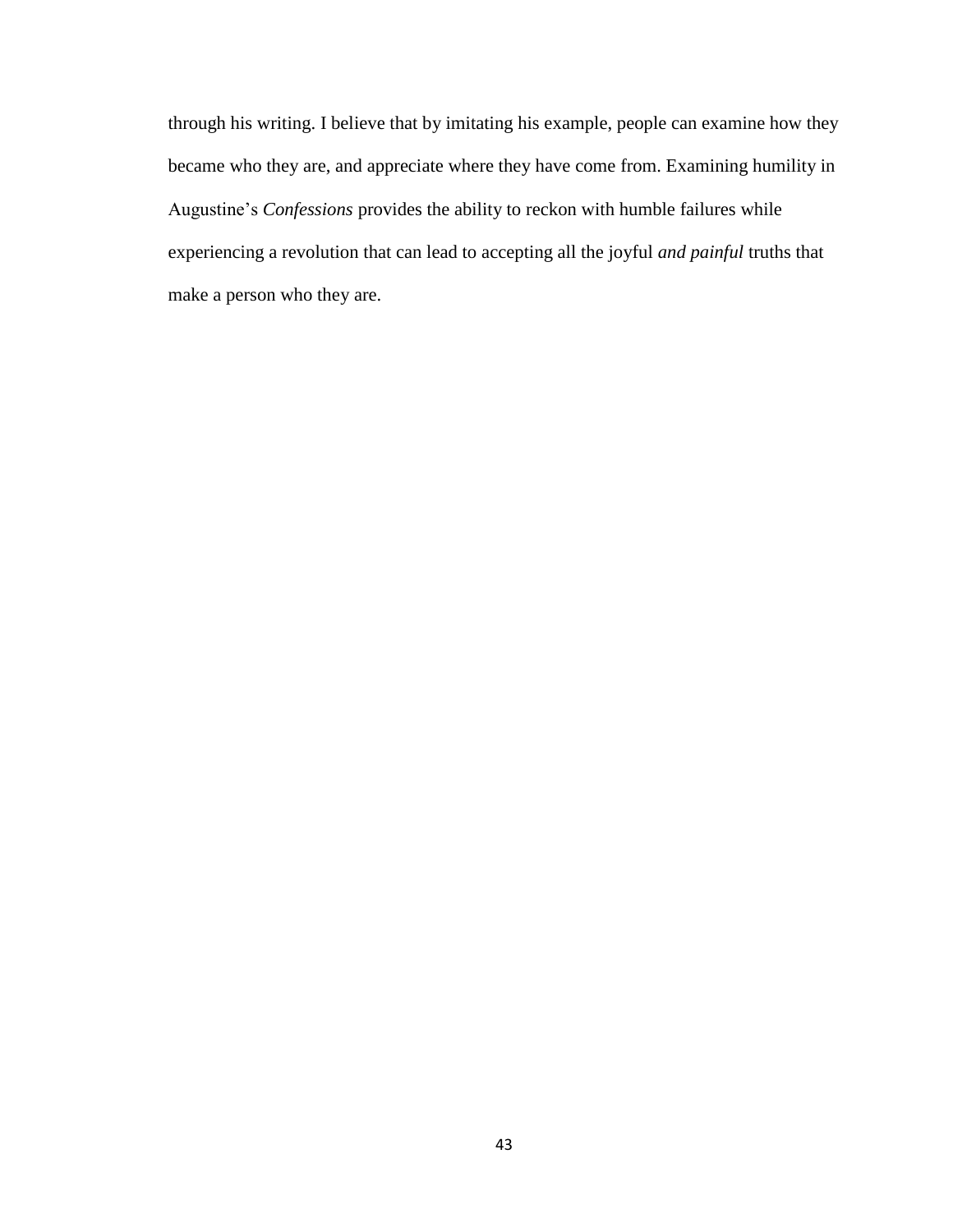through his writing. I believe that by imitating his example, people can examine how they became who they are, and appreciate where they have come from. Examining humility in Augustine’s *Confessions* provides the ability to reckon with humble failures while experiencing a revolution that can lead to accepting all the joyful *and painful* truths that make a person who they are.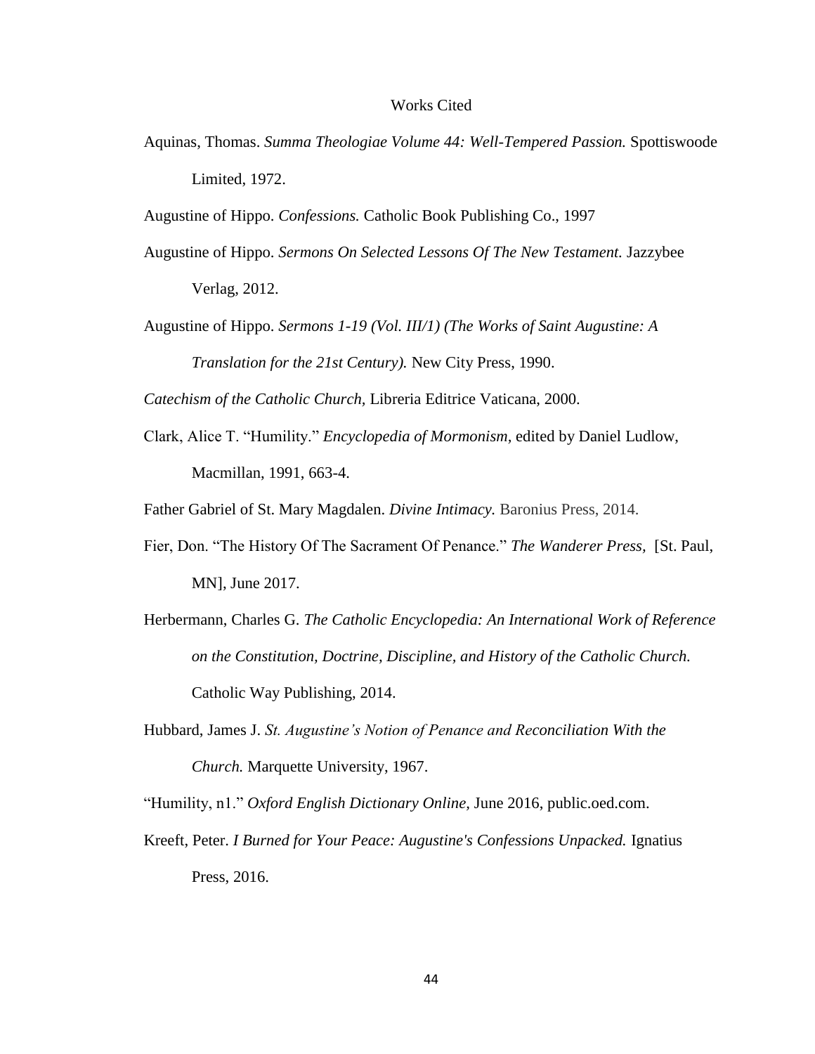# Works Cited

Aquinas, Thomas. *Summa Theologiae Volume 44: Well-Tempered Passion.* Spottiswoode Limited, 1972.

Augustine of Hippo. *Confessions.* Catholic Book Publishing Co., 1997

Augustine of Hippo. *Sermons On Selected Lessons Of The New Testament.* Jazzybee Verlag, 2012.

Augustine of Hippo. *Sermons 1-19 (Vol. III/1) (The Works of Saint Augustine: A Translation for the 21st Century).* New City Press, 1990.

*Catechism of the Catholic Church,* Libreria Editrice Vaticana, 2000.

Clark, Alice T. "Humility." *Encyclopedia of Mormonism,* edited by Daniel Ludlow, Macmillan, 1991, 663-4.

Father Gabriel of St. Mary Magdalen. *Divine Intimacy.* Baronius Press, 2014.

Fier, Don. "The History Of The Sacrament Of Penance." *The Wanderer Press,* [St. Paul, MN], June 2017.

Herbermann, Charles G. *The Catholic Encyclopedia: An International Work of Reference on the Constitution, Doctrine, Discipline, and History of the Catholic Church.* Catholic Way Publishing, 2014.

Hubbard, James J. *St. Augustine's Notion of Penance and Reconciliation With the Church.* Marquette University, 1967.

"Humility, n1." *Oxford English Dictionary Online,* June 2016, public.oed.com.

Kreeft, Peter. *I Burned for Your Peace: Augustine's Confessions Unpacked.* Ignatius Press, 2016.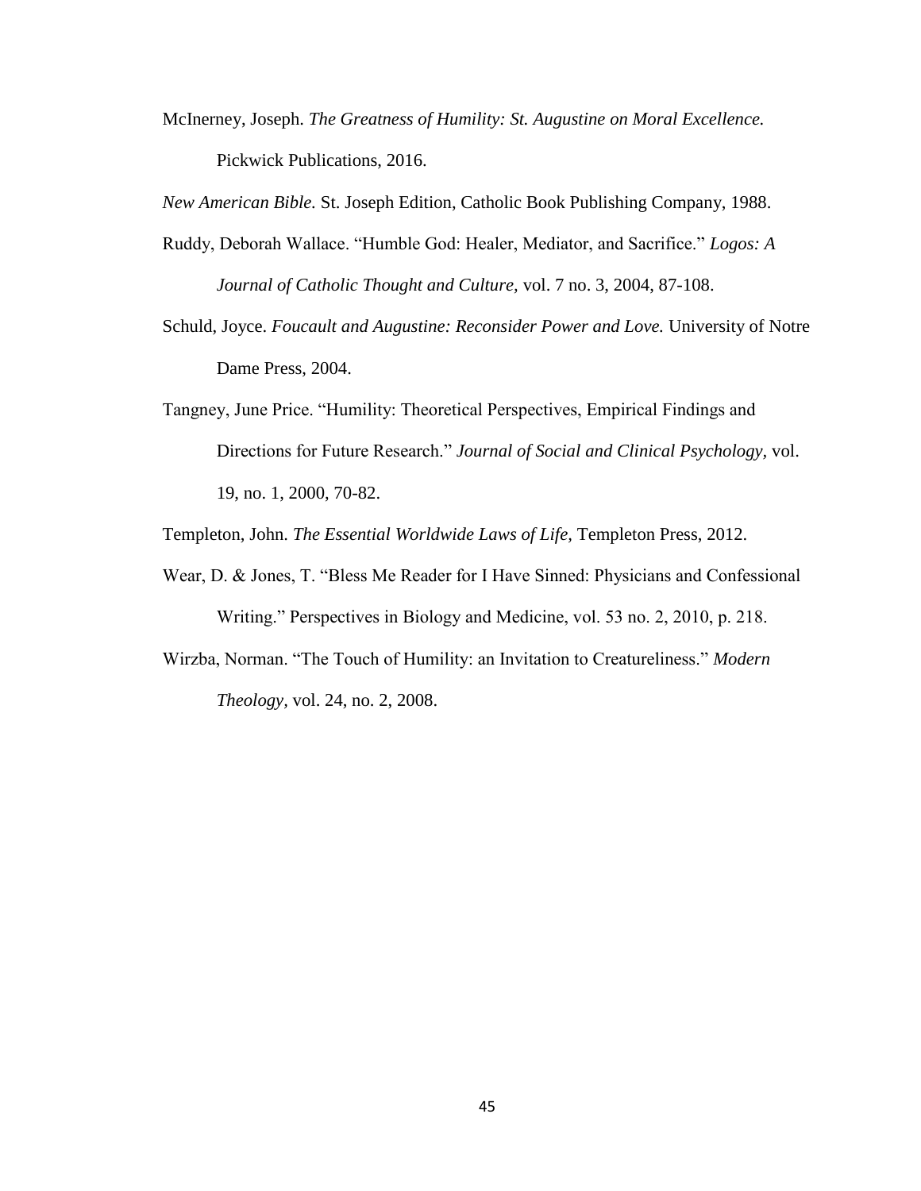McInerney, Joseph. *The Greatness of Humility: St. Augustine on Moral Excellence.* Pickwick Publications, 2016.

*New American Bible.* St. Joseph Edition, Catholic Book Publishing Company, 1988.

Ruddy, Deborah Wallace. "Humble God: Healer, Mediator, and Sacrifice." *Logos: A Journal of Catholic Thought and Culture,* vol. 7 no. 3, 2004, 87-108.

Schuld, Joyce. *Foucault and Augustine: Reconsider Power and Love.* University of Notre Dame Press, 2004.

Tangney, June Price. "Humility: Theoretical Perspectives, Empirical Findings and Directions for Future Research." *Journal of Social and Clinical Psychology,* vol. 19, no. 1, 2000, 70-82.

Templeton, John. *The Essential Worldwide Laws of Life,* Templeton Press, 2012.

Wear, D. & Jones, T. "Bless Me Reader for I Have Sinned: Physicians and Confessional Writing." Perspectives in Biology and Medicine, vol. 53 no. 2, 2010, p. 218.

Wirzba, Norman. "The Touch of Humility: an Invitation to Creatureliness." *Modern Theology,* vol. 24, no. 2, 2008.